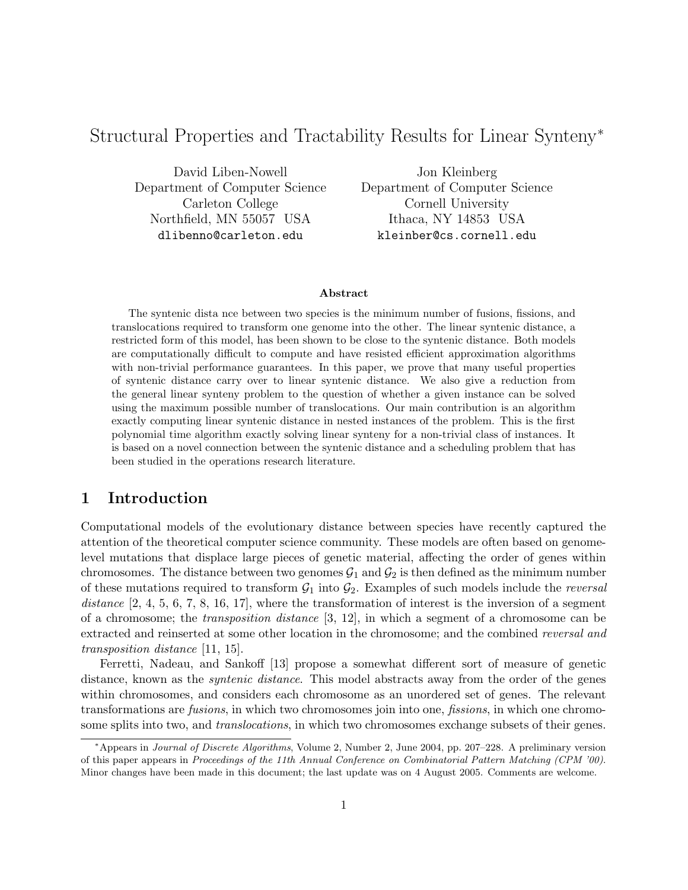// Structural Properties and Tractability Results for Linear Synteny*

David Liben-Nowell
Department of Computer Science
Carleton College
Northfield, MN 55057 USA
dlibenno@carleton.edu

Jon Kleinberg
Department of Computer Science
Cornell University
Ithaca, NY 14853 USA
kleinber@cs.cornell.edu

### Abstract

The syntenic dista nce between two species is the minimum number of fusions, fissions, and translocations required to transform one genome into the other. The linear syntenic distance, a restricted form of this model, has been shown to be close to the syntenic distance. Both models are computationally difficult to compute and have resisted efficient approximation algorithms with non-trivial performance guarantees. In this paper, we prove that many useful properties of syntenic distance carry over to linear syntenic distance. We also give a reduction from the general linear synteny problem to the question of whether a given instance can be solved using the maximum possible number of translocations. Our main contribution is an algorithm exactly computing linear syntenic distance in nested instances of the problem. This is the first polynomial time algorithm exactly solving linear synteny for a non-trivial class of instances. It is based on a novel connection between the syntenic distance and a scheduling problem that has been studied in the operations research literature.

## 1 Introduction

Computational models of the evolutionary distance between species have recently captured the attention of the theoretical computer science community. These models are often based on genome-level mutations that displace large pieces of genetic material, affecting the order of genes within chromosomes. The distance between two genomes $\mathcal{G}_1$ and $\mathcal{G}_2$ is then defined as the minimum number of these mutations required to transform $\mathcal{G}_1$ into $\mathcal{G}_2$. Examples of such models include the *reversal distance* [2, 4, 5, 6, 7, 8, 16, 17], where the transformation of interest is the inversion of a segment of a chromosome; the *transposition distance* [3, 12], in which a segment of a chromosome can be extracted and reinserted at some other location in the chromosome; and the combined *reversal and transposition distance* [11, 15].

Ferretti, Nadeau, and Sankoff [13] propose a somewhat different sort of measure of genetic distance, known as the *syntenic distance*. This model abstracts away from the order of the genes within chromosomes, and considers each chromosome as an unordered set of genes. The relevant transformations are *fusions*, in which two chromosomes join into one, *fissions*, in which one chromosome splits into two, and *translocations*, in which two chromosomes exchange subsets of their genes.

*Appears in *Journal of Discrete Algorithms*, Volume 2, Number 2, June 2004, pp. 207–228. A preliminary version of this paper appears in *Proceedings of the 11th Annual Conference on Combinatorial Pattern Matching (CPM '00)*. Minor changes have been made in this document; the last update was on 4 August 2005. Comments are welcome.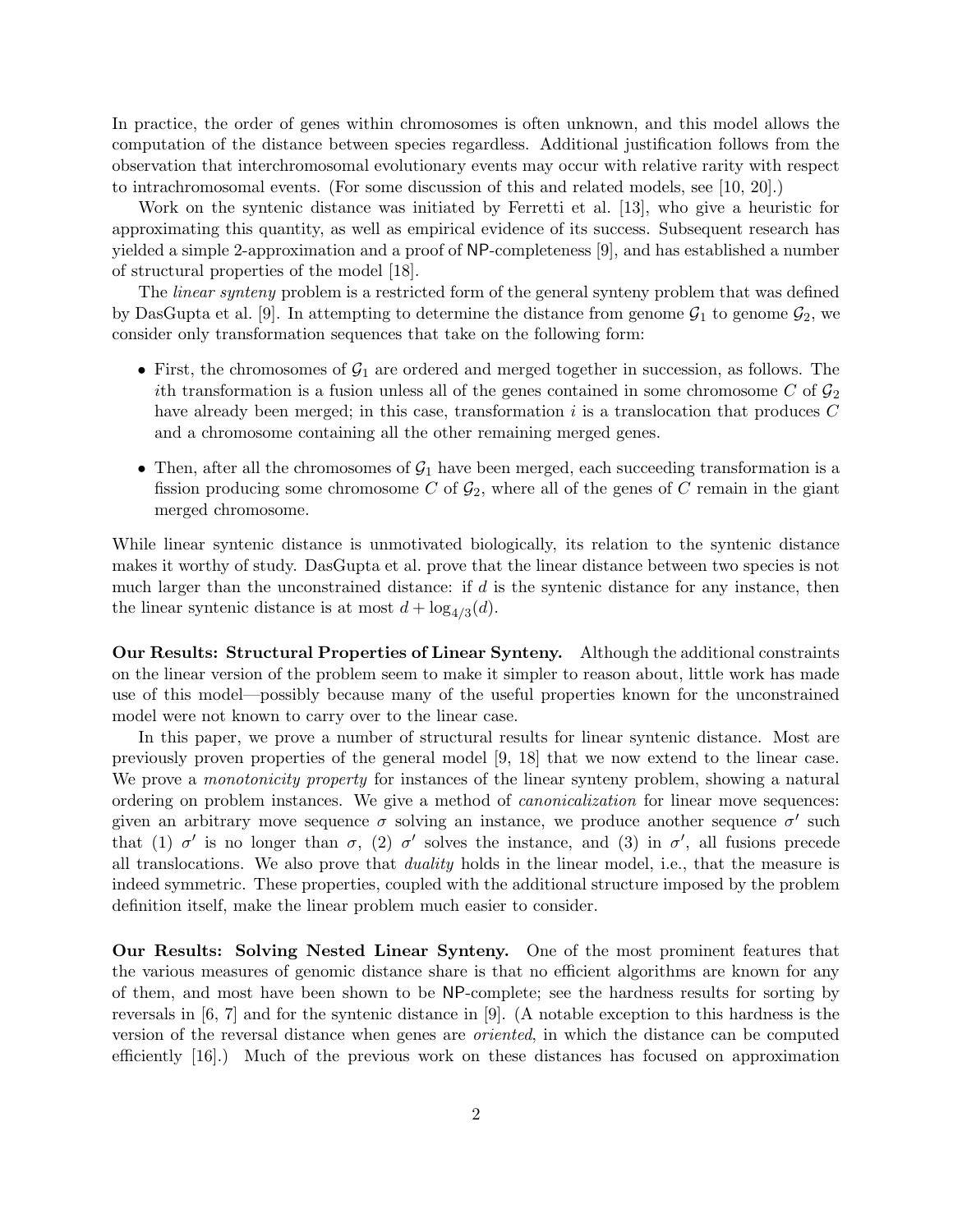In practice, the order of genes within chromosomes is often unknown, and this model allows the computation of the distance between species regardless. Additional justification follows from the observation that interchromosomal evolutionary events may occur with relative rarity with respect to intrachromosomal events. (For some discussion of this and related models, see [10, 20].)

Work on the syntenic distance was initiated by Ferretti et al. [13], who give a heuristic for approximating this quantity, as well as empirical evidence of its success. Subsequent research has yielded a simple 2-approximation and a proof of NP-completeness [9], and has established a number of structural properties of the model [18].

The *linear synteny* problem is a restricted form of the general synteny problem that was defined by DasGupta et al. [9]. In attempting to determine the distance from genome $\mathcal{G}_1$ to genome $\mathcal{G}_2$, we consider only transformation sequences that take on the following form:

- First, the chromosomes of $\mathcal{G}_1$ are ordered and merged together in succession, as follows. The $i$th transformation is a fusion unless all of the genes contained in some chromosome $C$ of $\mathcal{G}_2$ have already been merged; in this case, transformation $i$ is a translocation that produces $C$ and a chromosome containing all the other remaining merged genes.
- Then, after all the chromosomes of $\mathcal{G}_1$ have been merged, each succeeding transformation is a fission producing some chromosome $C$ of $\mathcal{G}_2$, where all of the genes of $C$ remain in the giant merged chromosome.

While linear syntenic distance is unmotivated biologically, its relation to the syntenic distance makes it worthy of study. DasGupta et al. prove that the linear distance between two species is not much larger than the unconstrained distance: if $d$ is the syntenic distance for any instance, then the linear syntenic distance is at most $d + \log_{4/3}(d)$.

**Our Results: Structural Properties of Linear Synteny.** Although the additional constraints on the linear version of the problem seem to make it simpler to reason about, little work has made use of this model—possibly because many of the useful properties known for the unconstrained model were not known to carry over to the linear case.

In this paper, we prove a number of structural results for linear syntenic distance. Most are previously proven properties of the general model [9, 18] that we now extend to the linear case. We prove a *monotonicity property* for instances of the linear synteny problem, showing a natural ordering on problem instances. We give a method of *canonicalization* for linear move sequences: given an arbitrary move sequence $\sigma$ solving an instance, we produce another sequence $\sigma'$ such that (1) $\sigma'$ is no longer than $\sigma$, (2) $\sigma'$ solves the instance, and (3) in $\sigma'$, all fusions precede all translocations. We also prove that *duality* holds in the linear model, i.e., that the measure is indeed symmetric. These properties, coupled with the additional structure imposed by the problem definition itself, make the linear problem much easier to consider.

**Our Results: Solving Nested Linear Synteny.** One of the most prominent features that the various measures of genomic distance share is that no efficient algorithms are known for any of them, and most have been shown to be NP-complete; see the hardness results for sorting by reversals in [6, 7] and for the syntenic distance in [9]. (A notable exception to this hardness is the version of the reversal distance when genes are *oriented*, in which the distance can be computed efficiently [16].) Much of the previous work on these distances has focused on approximation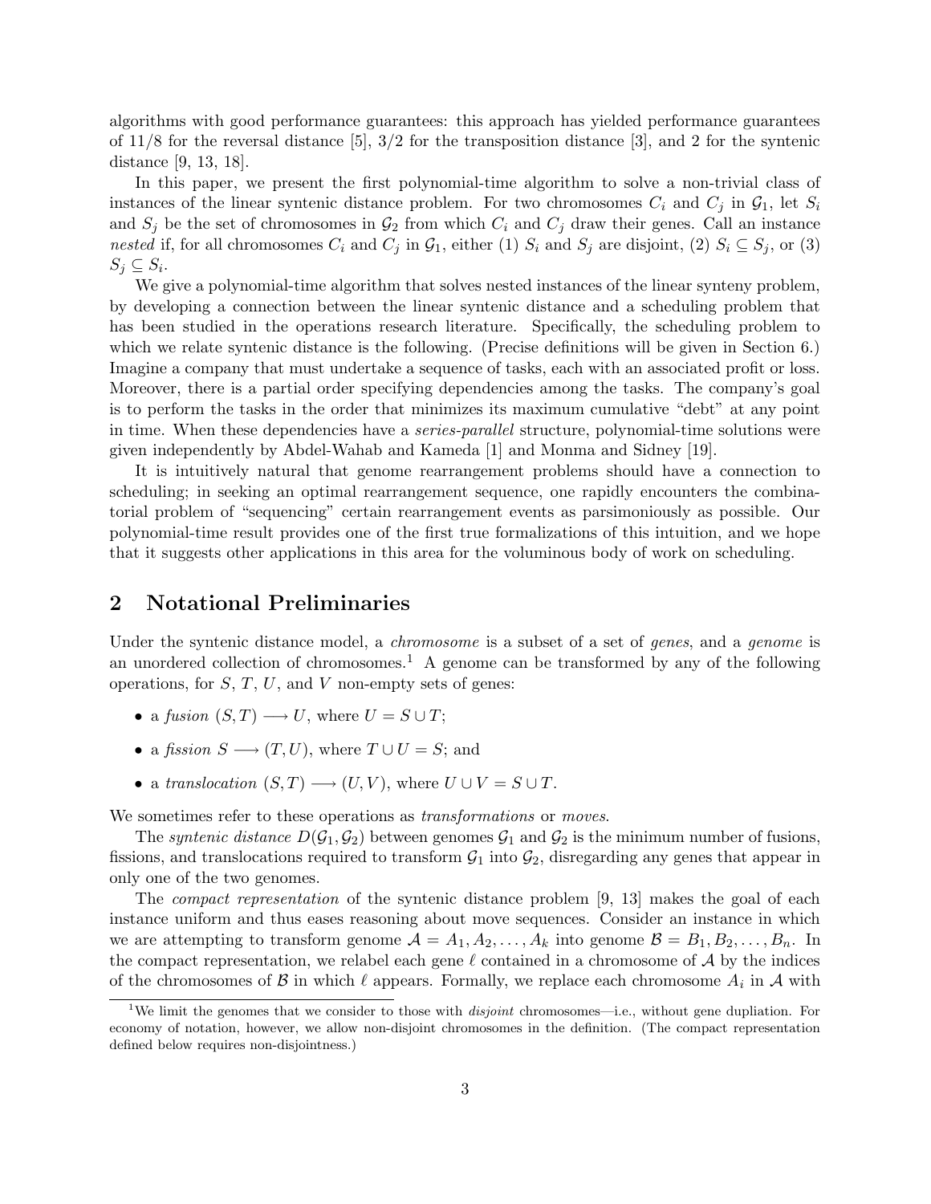algorithms with good performance guarantees: this approach has yielded performance guarantees of 11/8 for the reversal distance [5], 3/2 for the transposition distance [3], and 2 for the syntenic distance [9, 13, 18].

In this paper, we present the first polynomial-time algorithm to solve a non-trivial class of instances of the linear syntenic distance problem. For two chromosomes $C_i$ and $C_j$ in $\mathcal{G}_1$, let $S_i$ and $S_j$ be the set of chromosomes in $\mathcal{G}_2$ from which $C_i$ and $C_j$ draw their genes. Call an instance *nested* if, for all chromosomes $C_i$ and $C_j$ in $\mathcal{G}_1$, either (1) $S_i$ and $S_j$ are disjoint, (2) $S_i \subseteq S_j$, or (3) $S_j \subseteq S_i$.

We give a polynomial-time algorithm that solves nested instances of the linear synteny problem, by developing a connection between the linear syntenic distance and a scheduling problem that has been studied in the operations research literature. Specifically, the scheduling problem to which we relate syntenic distance is the following. (Precise definitions will be given in Section 6.) Imagine a company that must undertake a sequence of tasks, each with an associated profit or loss. Moreover, there is a partial order specifying dependencies among the tasks. The company's goal is to perform the tasks in the order that minimizes its maximum cumulative "debt" at any point in time. When these dependencies have a *series-parallel* structure, polynomial-time solutions were given independently by Abdel-Wahab and Kameda [1] and Monma and Sidney [19].

It is intuitively natural that genome rearrangement problems should have a connection to scheduling; in seeking an optimal rearrangement sequence, one rapidly encounters the combinatorial problem of "sequencing" certain rearrangement events as parsimoniously as possible. Our polynomial-time result provides one of the first true formalizations of this intuition, and we hope that it suggests other applications in this area for the voluminous body of work on scheduling.

## 2 Notational Preliminaries

Under the syntenic distance model, a *chromosome* is a subset of a set of *genes*, and a *genome* is an unordered collection of chromosomes.[1] A genome can be transformed by any of the following operations, for $S$, $T$, $U$, and $V$ non-empty sets of genes:

- a *fusion* $(S, T) \longrightarrow U$, where $U = S \cup T$;
- a *fission* $S \longrightarrow (T, U)$, where $T \cup U = S$; and
- a *translocation* $(S, T) \longrightarrow (U, V)$, where $U \cup V = S \cup T$.

We sometimes refer to these operations as *transformations* or *moves*.

The *syntenic distance* $D(\mathcal{G}_1, \mathcal{G}_2)$ between genomes $\mathcal{G}_1$ and $\mathcal{G}_2$ is the minimum number of fusions, fissions, and translocations required to transform $\mathcal{G}_1$ into $\mathcal{G}_2$, disregarding any genes that appear in only one of the two genomes.

The *compact representation* of the syntenic distance problem [9, 13] makes the goal of each instance uniform and thus eases reasoning about move sequences. Consider an instance in which we are attempting to transform genome $\mathcal{A} = A_1, A_2, \ldots, A_k$ into genome $\mathcal{B} = B_1, B_2, \ldots, B_n$. In the compact representation, we relabel each gene $\ell$ contained in a chromosome of $\mathcal{A}$ by the indices of the chromosomes of $\mathcal{B}$ in which $\ell$ appears. Formally, we replace each chromosome $A_i$ in $\mathcal{A}$ with

[1] We limit the genomes that we consider to those with *disjoint* chromosomes—i.e., without gene dupliation. For economy of notation, however, we allow non-disjoint chromosomes in the definition. (The compact representation defined below requires non-disjointness.)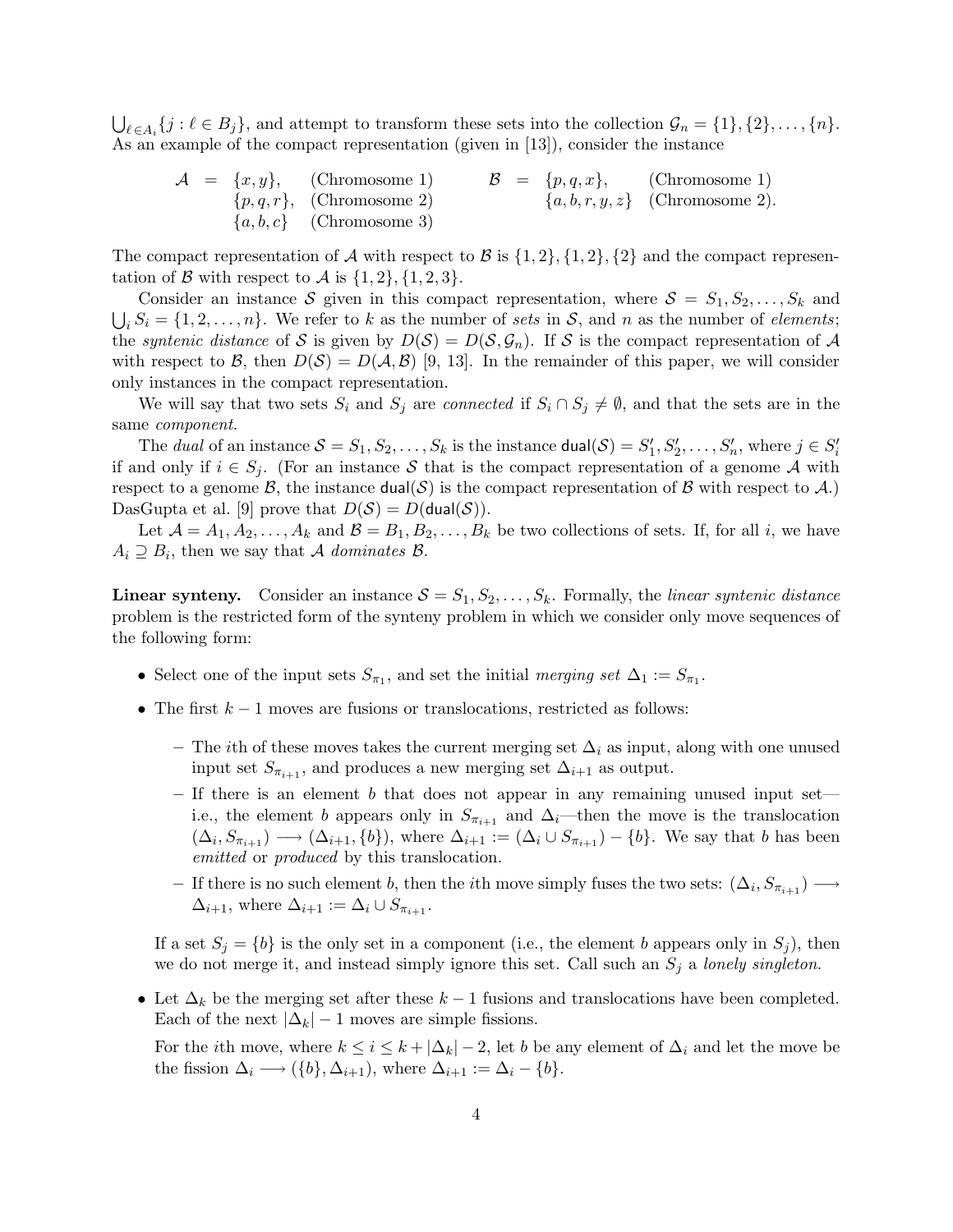$\bigcup_{\ell \in A_i} \{j : \ell \in B_j\}$, and attempt to transform these sets into the collection $\mathcal{G}_n = \{1\}, \{2\}, \ldots, \{n\}$. As an example of the compact representation (given in [13]), consider the instance

$$
\begin{array}{rclll}
\mathcal{A} & = & \{x, y\}, & \text{(Chromosome 1)} \\
& & \{p, q, r\}, & \text{(Chromosome 2)} \\
& & \{a, b, c\} & \text{(Chromosome 3)}
\end{array}
\qquad
\begin{array}{rclll}
\mathcal{B} & = & \{p, q, x\}, & \text{(Chromosome 1)} \\
& & \{a, b, r, y, z\} & \text{(Chromosome 2).}
\end{array}
$$

The compact representation of $\mathcal{A}$ with respect to $\mathcal{B}$ is $\{1, 2\}, \{1, 2\}, \{2\}$ and the compact representation of $\mathcal{B}$ with respect to $\mathcal{A}$ is $\{1, 2\}, \{1, 2, 3\}$.

Consider an instance $\mathcal{S}$ given in this compact representation, where $\mathcal{S} = S_1, S_2, \ldots, S_k$ and $\bigcup_i S_i = \{1, 2, \ldots, n\}$. We refer to $k$ as the number of *sets* in $\mathcal{S}$, and $n$ as the number of *elements*; the *syntenic distance* of $\mathcal{S}$ is given by $D(\mathcal{S}) = D(\mathcal{S}, \mathcal{G}_n)$. If $\mathcal{S}$ is the compact representation of $\mathcal{A}$ with respect to $\mathcal{B}$, then $D(\mathcal{S}) = D(\mathcal{A}, \mathcal{B})$ [9, 13]. In the remainder of this paper, we will consider only instances in the compact representation.

We will say that two sets $S_i$ and $S_j$ are *connected* if $S_i \cap S_j \neq \emptyset$, and that the sets are in the same *component*.

The *dual* of an instance $\mathcal{S} = S_1, S_2, \ldots, S_k$ is the instance $\mathsf{dual}(\mathcal{S}) = S'_1, S'_2, \ldots, S'_n$, where $j \in S'_i$ if and only if $i \in S_j$. (For an instance $\mathcal{S}$ that is the compact representation of a genome $\mathcal{A}$ with respect to a genome $\mathcal{B}$, the instance $\mathsf{dual}(\mathcal{S})$ is the compact representation of $\mathcal{B}$ with respect to $\mathcal{A}$.) DasGupta et al. [9] prove that $D(\mathcal{S}) = D(\mathsf{dual}(\mathcal{S}))$.

Let $\mathcal{A} = A_1, A_2, \ldots, A_k$ and $\mathcal{B} = B_1, B_2, \ldots, B_k$ be two collections of sets. If, for all $i$, we have $A_i \supseteq B_i$, then we say that $\mathcal{A}$ *dominates* $\mathcal{B}$.

**Linear synteny.** Consider an instance $\mathcal{S} = S_1, S_2, \ldots, S_k$. Formally, the *linear syntenic distance* problem is the restricted form of the synteny problem in which we consider only move sequences of the following form:

- Select one of the input sets $S_{\pi_1}$, and set the initial *merging set* $\Delta_1 := S_{\pi_1}$.
- The first $k - 1$ moves are fusions or translocations, restricted as follows:
  - The $i$th of these moves takes the current merging set $\Delta_i$ as input, along with one unused input set $S_{\pi_{i+1}}$, and produces a new merging set $\Delta_{i+1}$ as output.
  - If there is an element $b$ that does not appear in any remaining unused input set—i.e., the element $b$ appears only in $S_{\pi_{i+1}}$ and $\Delta_i$—then the move is the translocation $(\Delta_i, S_{\pi_{i+1}}) \longrightarrow (\Delta_{i+1}, \{b\})$, where $\Delta_{i+1} := (\Delta_i \cup S_{\pi_{i+1}}) - \{b\}$. We say that $b$ has been *emitted* or *produced* by this translocation.
  - If there is no such element $b$, then the $i$th move simply fuses the two sets: $(\Delta_i, S_{\pi_{i+1}}) \longrightarrow \Delta_{i+1}$, where $\Delta_{i+1} := \Delta_i \cup S_{\pi_{i+1}}$.

  If a set $S_j = \{b\}$ is the only set in a component (i.e., the element $b$ appears only in $S_j$), then we do not merge it, and instead simply ignore this set. Call such an $S_j$ a *lonely singleton*.
- Let $\Delta_k$ be the merging set after these $k - 1$ fusions and translocations have been completed. Each of the next $|\Delta_k| - 1$ moves are simple fissions.

  For the $i$th move, where $k \leq i \leq k + |\Delta_k| - 2$, let $b$ be any element of $\Delta_i$ and let the move be the fission $\Delta_i \longrightarrow (\{b\}, \Delta_{i+1})$, where $\Delta_{i+1} := \Delta_i - \{b\}$.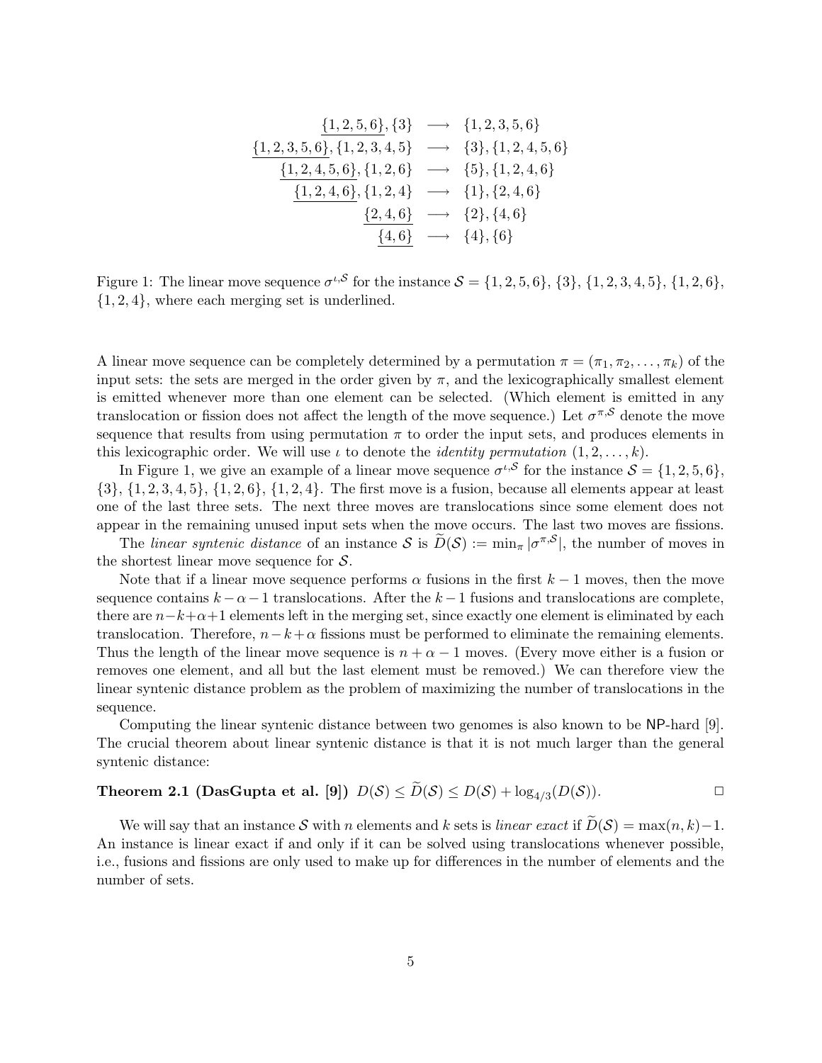$$
\begin{array}{rcl}
\underline{\{1,2,5,6\}}, \{3\} & \longrightarrow & \{1,2,3,5,6\} \\
\underline{\{1,2,3,5,6\}}, \{1,2,3,4,5\} & \longrightarrow & \{3\}, \{1,2,4,5,6\} \\
\underline{\{1,2,4,5,6\}}, \{1,2,6\} & \longrightarrow & \{5\}, \{1,2,4,6\} \\
\underline{\{1,2,4,6\}}, \{1,2,4\} & \longrightarrow & \{1\}, \{2,4,6\} \\
\underline{\{2,4,6\}} & \longrightarrow & \{2\}, \{4,6\} \\
\underline{\{4,6\}} & \longrightarrow & \{4\}, \{6\}
\end{array}
$$

Figure 1: The linear move sequence $\sigma^{\iota,\mathcal{S}}$ for the instance $\mathcal{S} = \{1,2,5,6\}$, $\{3\}$, $\{1,2,3,4,5\}$, $\{1,2,6\}$, $\{1,2,4\}$, where each merging set is underlined.

A linear move sequence can be completely determined by a permutation $\pi = (\pi_1, \pi_2, \ldots, \pi_k)$ of the input sets: the sets are merged in the order given by $\pi$, and the lexicographically smallest element is emitted whenever more than one element can be selected. (Which element is emitted in any translocation or fission does not affect the length of the move sequence.) Let $\sigma^{\pi,\mathcal{S}}$ denote the move sequence that results from using permutation $\pi$ to order the input sets, and produces elements in this lexicographic order. We will use $\iota$ to denote the *identity permutation* $(1, 2, \ldots, k)$.

In Figure 1, we give an example of a linear move sequence $\sigma^{\iota,\mathcal{S}}$ for the instance $\mathcal{S} = \{1,2,5,6\}$, $\{3\}$, $\{1,2,3,4,5\}$, $\{1,2,6\}$, $\{1,2,4\}$. The first move is a fusion, because all elements appear at least one of the last three sets. The next three moves are translocations since some element does not appear in the remaining unused input sets when the move occurs. The last two moves are fissions.

The *linear syntenic distance* of an instance $\mathcal{S}$ is $\widetilde{D}(\mathcal{S}) := \min_\pi |\sigma^{\pi,\mathcal{S}}|$, the number of moves in the shortest linear move sequence for $\mathcal{S}$.

Note that if a linear move sequence performs $\alpha$ fusions in the first $k-1$ moves, then the move sequence contains $k-\alpha-1$ translocations. After the $k-1$ fusions and translocations are complete, there are $n-k+\alpha+1$ elements left in the merging set, since exactly one element is eliminated by each translocation. Therefore, $n-k+\alpha$ fissions must be performed to eliminate the remaining elements. Thus the length of the linear move sequence is $n+\alpha-1$ moves. (Every move either is a fusion or removes one element, and all but the last element must be removed.) We can therefore view the linear syntenic distance problem as the problem of maximizing the number of translocations in the sequence.

Computing the linear syntenic distance between two genomes is also known to be NP-hard [9]. The crucial theorem about linear syntenic distance is that it is not much larger than the general syntenic distance:

**Theorem 2.1 (DasGupta et al. [9])** $D(\mathcal{S}) \leq \widetilde{D}(\mathcal{S}) \leq D(\mathcal{S}) + \log_{4/3}(D(\mathcal{S}))$. □

We will say that an instance $\mathcal{S}$ with $n$ elements and $k$ sets is *linear exact* if $\widetilde{D}(\mathcal{S}) = \max(n,k)-1$. An instance is linear exact if and only if it can be solved using translocations whenever possible, i.e., fusions and fissions are only used to make up for differences in the number of elements and the number of sets.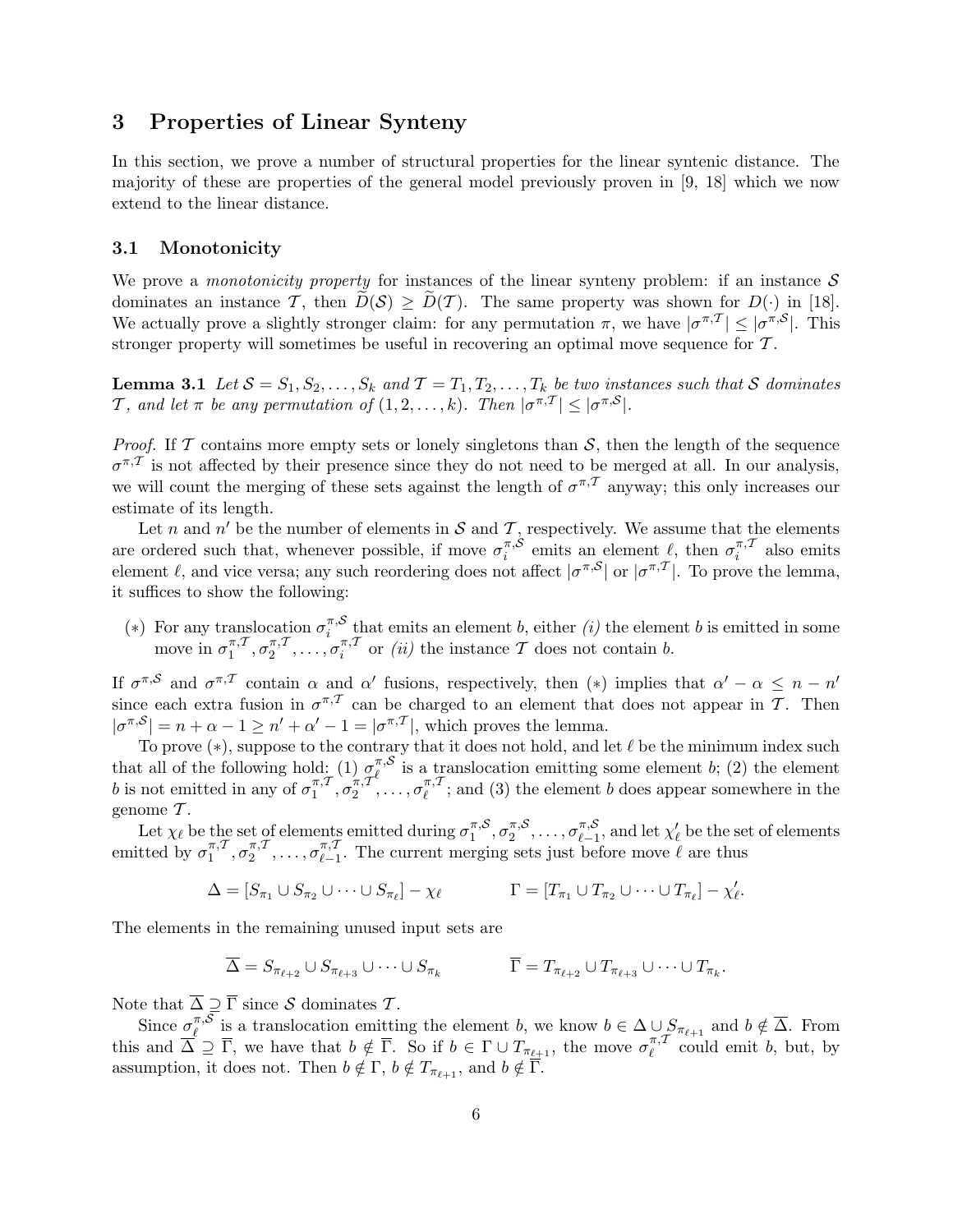## 3 Properties of Linear Synteny

In this section, we prove a number of structural properties for the linear syntenic distance. The majority of these are properties of the general model previously proven in [9, 18] which we now extend to the linear distance.

### 3.1 Monotonicity

We prove a *monotonicity property* for instances of the linear synteny problem: if an instance $\mathcal{S}$ dominates an instance $\mathcal{T}$, then $\widetilde{D}(\mathcal{S}) \geq \widetilde{D}(\mathcal{T})$. The same property was shown for $D(\cdot)$ in [18]. We actually prove a slightly stronger claim: for any permutation $\pi$, we have $|\sigma^{\pi,\mathcal{T}}| \leq |\sigma^{\pi,\mathcal{S}}|$. This stronger property will sometimes be useful in recovering an optimal move sequence for $\mathcal{T}$.

**Lemma 3.1** *Let $\mathcal{S} = S_1, S_2, \ldots, S_k$ and $\mathcal{T} = T_1, T_2, \ldots, T_k$ be two instances such that $\mathcal{S}$ dominates $\mathcal{T}$, and let $\pi$ be any permutation of $(1, 2, \ldots, k)$. Then $|\sigma^{\pi,\mathcal{T}}| \leq |\sigma^{\pi,\mathcal{S}}|$.*

*Proof.* If $\mathcal{T}$ contains more empty sets or lonely singletons than $\mathcal{S}$, then the length of the sequence $\sigma^{\pi,\mathcal{T}}$ is not affected by their presence since they do not need to be merged at all. In our analysis, we will count the merging of these sets against the length of $\sigma^{\pi,\mathcal{T}}$ anyway; this only increases our estimate of its length.

Let $n$ and $n'$ be the number of elements in $\mathcal{S}$ and $\mathcal{T}$, respectively. We assume that the elements are ordered such that, whenever possible, if move $\sigma_i^{\pi,\mathcal{S}}$ emits an element $\ell$, then $\sigma_i^{\pi,\mathcal{T}}$ also emits element $\ell$, and vice versa; any such reordering does not affect $|\sigma^{\pi,\mathcal{S}}|$ or $|\sigma^{\pi,\mathcal{T}}|$. To prove the lemma, it suffices to show the following:

- $(*)$ For any translocation $\sigma_i^{\pi,\mathcal{S}}$ that emits an element $b$, either *(i)* the element $b$ is emitted in some move in $\sigma_1^{\pi,\mathcal{T}}, \sigma_2^{\pi,\mathcal{T}}, \ldots, \sigma_i^{\pi,\mathcal{T}}$ or *(ii)* the instance $\mathcal{T}$ does not contain $b$.

If $\sigma^{\pi,\mathcal{S}}$ and $\sigma^{\pi,\mathcal{T}}$ contain $\alpha$ and $\alpha'$ fusions, respectively, then $(*)$ implies that $\alpha' - \alpha \leq n - n'$ since each extra fusion in $\sigma^{\pi,\mathcal{T}}$ can be charged to an element that does not appear in $\mathcal{T}$. Then $|\sigma^{\pi,\mathcal{S}}| = n + \alpha - 1 \geq n' + \alpha' - 1 = |\sigma^{\pi,\mathcal{T}}|$, which proves the lemma.

To prove $(*)$, suppose to the contrary that it does not hold, and let $\ell$ be the minimum index such that all of the following hold: (1) $\sigma_\ell^{\pi,\mathcal{S}}$ is a translocation emitting some element $b$; (2) the element $b$ is not emitted in any of $\sigma_1^{\pi,\mathcal{T}}, \sigma_2^{\pi,\mathcal{T}}, \ldots, \sigma_\ell^{\pi,\mathcal{T}}$; and (3) the element $b$ does appear somewhere in the genome $\mathcal{T}$.

Let $\chi_\ell$ be the set of elements emitted during $\sigma_1^{\pi,\mathcal{S}}, \sigma_2^{\pi,\mathcal{S}}, \ldots, \sigma_{\ell-1}^{\pi,\mathcal{S}}$, and let $\chi'_\ell$ be the set of elements emitted by $\sigma_1^{\pi,\mathcal{T}}, \sigma_2^{\pi,\mathcal{T}}, \ldots, \sigma_{\ell-1}^{\pi,\mathcal{T}}$. The current merging sets just before move $\ell$ are thus

$$\Delta = [S_{\pi_1} \cup S_{\pi_2} \cup \cdots \cup S_{\pi_\ell}] - \chi_\ell \qquad\qquad \Gamma = [T_{\pi_1} \cup T_{\pi_2} \cup \cdots \cup T_{\pi_\ell}] - \chi'_\ell.$$

The elements in the remaining unused input sets are

$$\overline{\Delta} = S_{\pi_{\ell+2}} \cup S_{\pi_{\ell+3}} \cup \cdots \cup S_{\pi_k} \qquad\qquad \overline{\Gamma} = T_{\pi_{\ell+2}} \cup T_{\pi_{\ell+3}} \cup \cdots \cup T_{\pi_k}.$$

Note that $\overline{\Delta} \supseteq \overline{\Gamma}$ since $\mathcal{S}$ dominates $\mathcal{T}$.

Since $\sigma_\ell^{\pi,\mathcal{S}}$ is a translocation emitting the element $b$, we know $b \in \Delta \cup S_{\pi_{\ell+1}}$ and $b \notin \overline{\Delta}$. From this and $\overline{\Delta} \supseteq \overline{\Gamma}$, we have that $b \notin \overline{\Gamma}$. So if $b \in \Gamma \cup T_{\pi_{\ell+1}}$, the move $\sigma_\ell^{\pi,\mathcal{T}}$ could emit $b$, but, by assumption, it does not. Then $b \notin \Gamma$, $b \notin T_{\pi_{\ell+1}}$, and $b \notin \overline{\Gamma}$.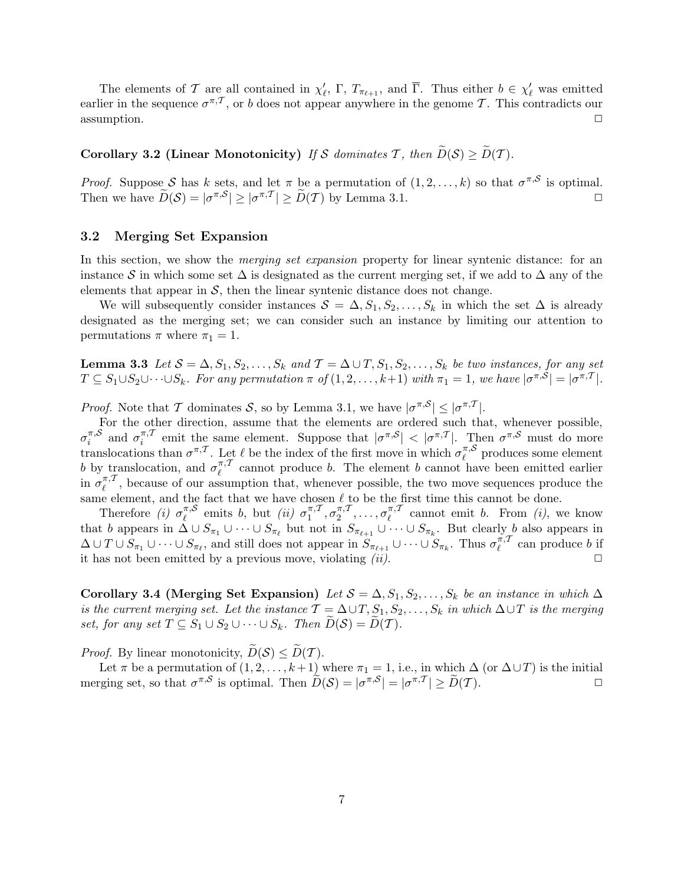The elements of $\mathcal{T}$ are all contained in $\chi'_\ell$, $\Gamma$, $T_{\pi_{\ell+1}}$, and $\overline{\Gamma}$. Thus either $b \in \chi'_\ell$ was emitted earlier in the sequence $\sigma^{\pi,\mathcal{T}}$, or $b$ does not appear anywhere in the genome $\mathcal{T}$. This contradicts our assumption. □

**Corollary 3.2 (Linear Monotonicity)** *If $\mathcal{S}$ dominates $\mathcal{T}$, then $\widetilde{D}(\mathcal{S}) \geq \widetilde{D}(\mathcal{T})$.*

*Proof.* Suppose $\mathcal{S}$ has $k$ sets, and let $\pi$ be a permutation of $(1, 2, \ldots, k)$ so that $\sigma^{\pi,\mathcal{S}}$ is optimal. Then we have $\widetilde{D}(\mathcal{S}) = |\sigma^{\pi,\mathcal{S}}| \geq |\sigma^{\pi,\mathcal{T}}| \geq \widetilde{D}(\mathcal{T})$ by Lemma 3.1. □

### 3.2 Merging Set Expansion

In this section, we show the *merging set expansion* property for linear syntenic distance: for an instance $\mathcal{S}$ in which some set $\Delta$ is designated as the current merging set, if we add to $\Delta$ any of the elements that appear in $\mathcal{S}$, then the linear syntenic distance does not change.

We will subsequently consider instances $\mathcal{S} = \Delta, S_1, S_2, \ldots, S_k$ in which the set $\Delta$ is already designated as the merging set; we can consider such an instance by limiting our attention to permutations $\pi$ where $\pi_1 = 1$.

**Lemma 3.3** *Let $\mathcal{S} = \Delta, S_1, S_2, \ldots, S_k$ and $\mathcal{T} = \Delta \cup T, S_1, S_2, \ldots, S_k$ be two instances, for any set $T \subseteq S_1 \cup S_2 \cup \cdots \cup S_k$. For any permutation $\pi$ of $(1, 2, \ldots, k+1)$ with $\pi_1 = 1$, we have $|\sigma^{\pi,\mathcal{S}}| = |\sigma^{\pi,\mathcal{T}}|$.*

*Proof.* Note that $\mathcal{T}$ dominates $\mathcal{S}$, so by Lemma 3.1, we have $|\sigma^{\pi,\mathcal{S}}| \leq |\sigma^{\pi,\mathcal{T}}|$.

For the other direction, assume that the elements are ordered such that, whenever possible, $\sigma_i^{\pi,\mathcal{S}}$ and $\sigma_i^{\pi,\mathcal{T}}$ emit the same element. Suppose that $|\sigma^{\pi,\mathcal{S}}| < |\sigma^{\pi,\mathcal{T}}|$. Then $\sigma^{\pi,\mathcal{S}}$ must do more translocations than $\sigma^{\pi,\mathcal{T}}$. Let $\ell$ be the index of the first move in which $\sigma_\ell^{\pi,\mathcal{S}}$ produces some element $b$ by translocation, and $\sigma_\ell^{\pi,\mathcal{T}}$ cannot produce $b$. The element $b$ cannot have been emitted earlier in $\sigma_\ell^{\pi,\mathcal{T}}$, because of our assumption that, whenever possible, the two move sequences produce the same element, and the fact that we have chosen $\ell$ to be the first time this cannot be done.

Therefore *(i)* $\sigma_\ell^{\pi,\mathcal{S}}$ emits $b$, but *(ii)* $\sigma_1^{\pi,\mathcal{T}}, \sigma_2^{\pi,\mathcal{T}}, \ldots, \sigma_\ell^{\pi,\mathcal{T}}$ cannot emit $b$. From *(i)*, we know that $b$ appears in $\Delta \cup S_{\pi_1} \cup \cdots \cup S_{\pi_\ell}$ but not in $S_{\pi_{\ell+1}} \cup \cdots \cup S_{\pi_k}$. But clearly $b$ also appears in $\Delta \cup T \cup S_{\pi_1} \cup \cdots \cup S_{\pi_\ell}$, and still does not appear in $S_{\pi_{\ell+1}} \cup \cdots \cup S_{\pi_k}$. Thus $\sigma_\ell^{\pi,\mathcal{T}}$ can produce $b$ if it has not been emitted by a previous move, violating *(ii)*. □

**Corollary 3.4 (Merging Set Expansion)** *Let $\mathcal{S} = \Delta, S_1, S_2, \ldots, S_k$ be an instance in which $\Delta$ is the current merging set. Let the instance $\mathcal{T} = \Delta \cup T, S_1, S_2, \ldots, S_k$ in which $\Delta \cup T$ is the merging set, for any set $T \subseteq S_1 \cup S_2 \cup \cdots \cup S_k$. Then $\widetilde{D}(\mathcal{S}) = \widetilde{D}(\mathcal{T})$.*

*Proof.* By linear monotonicity, $\widetilde{D}(\mathcal{S}) \leq \widetilde{D}(\mathcal{T})$.

Let $\pi$ be a permutation of $(1, 2, \ldots, k+1)$ where $\pi_1 = 1$, i.e., in which $\Delta$ (or $\Delta \cup T$) is the initial merging set, so that $\sigma^{\pi,\mathcal{S}}$ is optimal. Then $\widetilde{D}(\mathcal{S}) = |\sigma^{\pi,\mathcal{S}}| = |\sigma^{\pi,\mathcal{T}}| \geq \widetilde{D}(\mathcal{T})$. □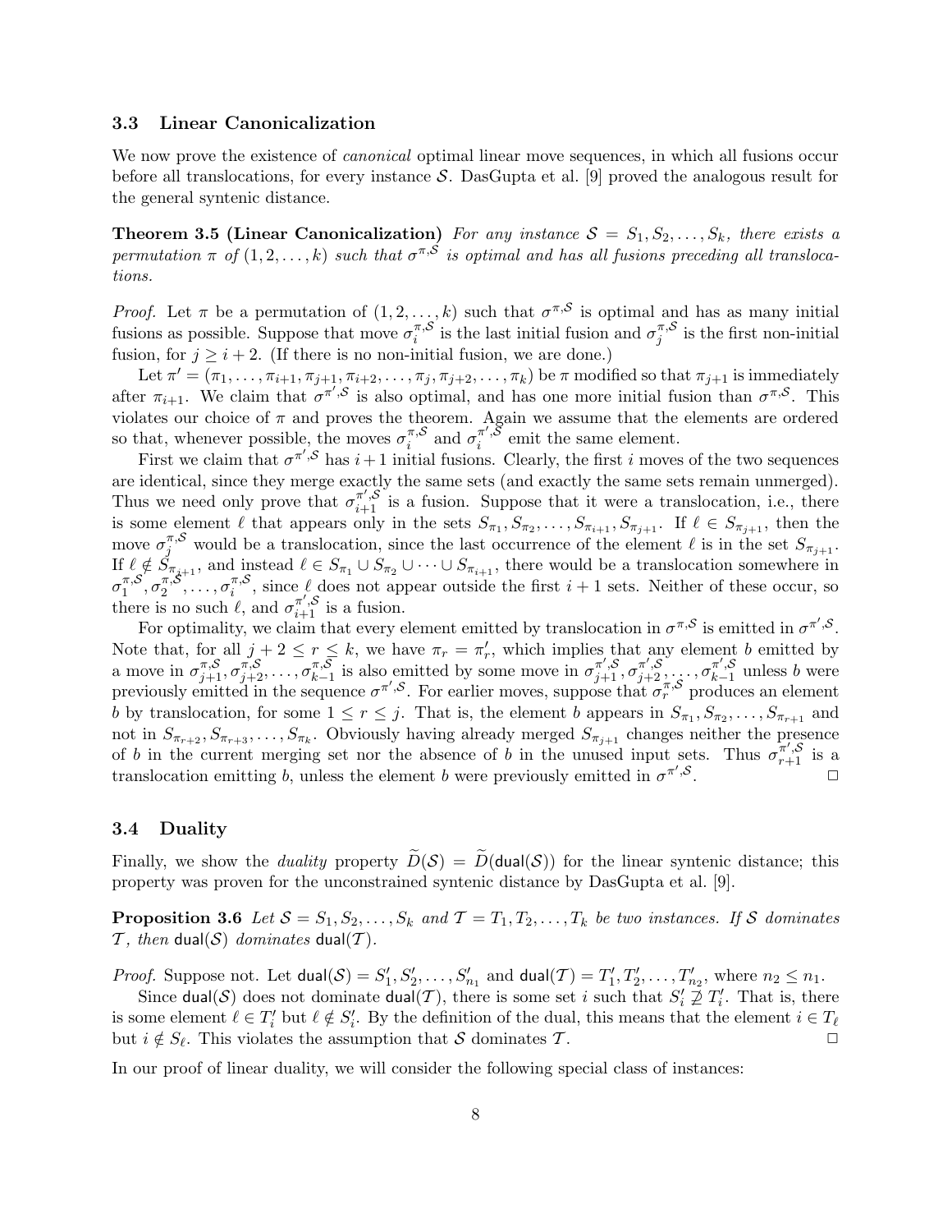### 3.3 Linear Canonicalization

We now prove the existence of *canonical* optimal linear move sequences, in which all fusions occur before all translocations, for every instance $\mathcal{S}$. DasGupta et al. [9] proved the analogous result for the general syntenic distance.

**Theorem 3.5 (Linear Canonicalization)** *For any instance $\mathcal{S} = S_1, S_2, \ldots, S_k$, there exists a permutation $\pi$ of $(1, 2, \ldots, k)$ such that $\sigma^{\pi,\mathcal{S}}$ is optimal and has all fusions preceding all translocations.*

*Proof.* Let $\pi$ be a permutation of $(1, 2, \ldots, k)$ such that $\sigma^{\pi,\mathcal{S}}$ is optimal and has as many initial fusions as possible. Suppose that move $\sigma_i^{\pi,\mathcal{S}}$ is the last initial fusion and $\sigma_j^{\pi,\mathcal{S}}$ is the first non-initial fusion, for $j \geq i+2$. (If there is no non-initial fusion, we are done.)

Let $\pi' = (\pi_1, \ldots, \pi_{i+1}, \pi_{j+1}, \pi_{i+2}, \ldots, \pi_j, \pi_{j+2}, \ldots, \pi_k)$ be $\pi$ modified so that $\pi_{j+1}$ is immediately after $\pi_{i+1}$. We claim that $\sigma^{\pi',\mathcal{S}}$ is also optimal, and has one more initial fusion than $\sigma^{\pi,\mathcal{S}}$. This violates our choice of $\pi$ and proves the theorem. Again we assume that the elements are ordered so that, whenever possible, the moves $\sigma_i^{\pi,\mathcal{S}}$ and $\sigma_i^{\pi',\mathcal{S}}$ emit the same element.

First we claim that $\sigma^{\pi',\mathcal{S}}$ has $i+1$ initial fusions. Clearly, the first $i$ moves of the two sequences are identical, since they merge exactly the same sets (and exactly the same sets remain unmerged). Thus we need only prove that $\sigma_{i+1}^{\pi',\mathcal{S}}$ is a fusion. Suppose that it were a translocation, i.e., there is some element $\ell$ that appears only in the sets $S_{\pi_1}, S_{\pi_2}, \ldots, S_{\pi_{i+1}}, S_{\pi_{j+1}}$. If $\ell \in S_{\pi_{j+1}}$, then the move $\sigma_j^{\pi,\mathcal{S}}$ would be a translocation, since the last occurrence of the element $\ell$ is in the set $S_{\pi_{j+1}}$. If $\ell \notin S_{\pi_{j+1}}$, and instead $\ell \in S_{\pi_1} \cup S_{\pi_2} \cup \cdots \cup S_{\pi_{i+1}}$, there would be a translocation somewhere in $\sigma_1^{\pi,\mathcal{S}}, \sigma_2^{\pi,\mathcal{S}}, \ldots, \sigma_i^{\pi,\mathcal{S}}$, since $\ell$ does not appear outside the first $i+1$ sets. Neither of these occur, so there is no such $\ell$, and $\sigma_{i+1}^{\pi',\mathcal{S}}$ is a fusion.

For optimality, we claim that every element emitted by translocation in $\sigma^{\pi,\mathcal{S}}$ is emitted in $\sigma^{\pi',\mathcal{S}}$. Note that, for all $j+2 \leq r \leq k$, we have $\pi_r = \pi'_r$, which implies that any element $b$ emitted by a move in $\sigma_{j+1}^{\pi,\mathcal{S}}, \sigma_{j+2}^{\pi,\mathcal{S}}, \ldots, \sigma_{k-1}^{\pi,\mathcal{S}}$ is also emitted by some move in $\sigma_{j+1}^{\pi',\mathcal{S}}, \sigma_{j+2}^{\pi',\mathcal{S}}, \ldots, \sigma_{k-1}^{\pi',\mathcal{S}}$ unless $b$ were previously emitted in the sequence $\sigma^{\pi',\mathcal{S}}$. For earlier moves, suppose that $\sigma_r^{\pi,\mathcal{S}}$ produces an element $b$ by translocation, for some $1 \leq r \leq j$. That is, the element $b$ appears in $S_{\pi_1}, S_{\pi_2}, \ldots, S_{\pi_{r+1}}$ and not in $S_{\pi_{r+2}}, S_{\pi_{r+3}}, \ldots, S_{\pi_k}$. Obviously having already merged $S_{\pi_{j+1}}$ changes neither the presence of $b$ in the current merging set nor the absence of $b$ in the unused input sets. Thus $\sigma_{r+1}^{\pi',\mathcal{S}}$ is a translocation emitting $b$, unless the element $b$ were previously emitted in $\sigma^{\pi',\mathcal{S}}$. $\square$

### 3.4 Duality

Finally, we show the *duality* property $\widetilde{D}(\mathcal{S}) = \widetilde{D}(\mathsf{dual}(\mathcal{S}))$ for the linear syntenic distance; this property was proven for the unconstrained syntenic distance by DasGupta et al. [9].

**Proposition 3.6** *Let $\mathcal{S} = S_1, S_2, \ldots, S_k$ and $\mathcal{T} = T_1, T_2, \ldots, T_k$ be two instances. If $\mathcal{S}$ dominates $\mathcal{T}$, then $\mathsf{dual}(\mathcal{S})$ dominates $\mathsf{dual}(\mathcal{T})$.*

*Proof.* Suppose not. Let $\mathsf{dual}(\mathcal{S}) = S'_1, S'_2, \ldots, S'_{n_1}$ and $\mathsf{dual}(\mathcal{T}) = T'_1, T'_2, \ldots, T'_{n_2}$, where $n_2 \leq n_1$.

Since $\mathsf{dual}(\mathcal{S})$ does not dominate $\mathsf{dual}(\mathcal{T})$, there is some set $i$ such that $S'_i \not\supseteq T'_i$. That is, there is some element $\ell \in T'_i$ but $\ell \notin S'_i$. By the definition of the dual, this means that the element $i \in T_\ell$ but $i \notin S_\ell$. This violates the assumption that $\mathcal{S}$ dominates $\mathcal{T}$. $\square$

In our proof of linear duality, we will consider the following special class of instances: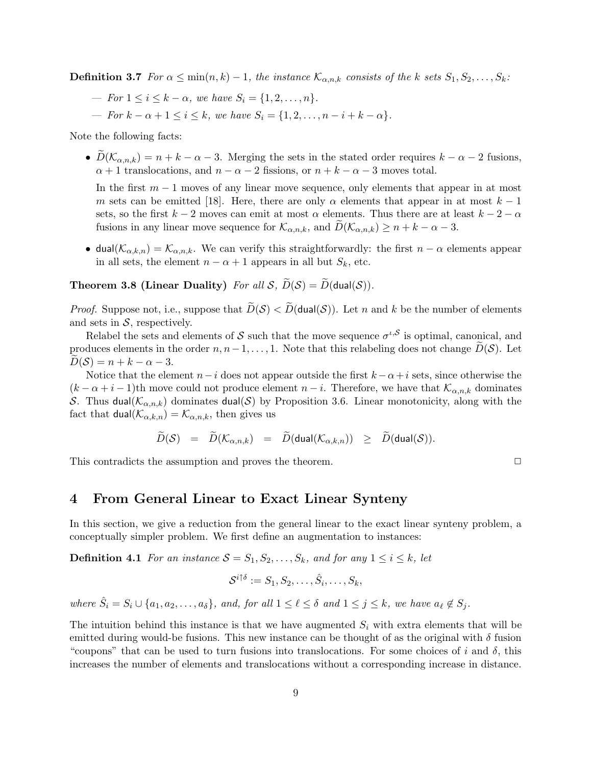**Definition 3.7** *For $\alpha \leq \min(n,k) - 1$, the instance $\mathcal{K}_{\alpha,n,k}$ consists of the $k$ sets $S_1, S_2, \ldots, S_k$:*

- *For $1 \leq i \leq k - \alpha$, we have $S_i = \{1, 2, \ldots, n\}$.*
- *For $k - \alpha + 1 \leq i \leq k$, we have $S_i = \{1, 2, \ldots, n - i + k - \alpha\}$.*

Note the following facts:

- $\widetilde{D}(\mathcal{K}_{\alpha,n,k}) = n + k - \alpha - 3$. Merging the sets in the stated order requires $k - \alpha - 2$ fusions, $\alpha + 1$ translocations, and $n - \alpha - 2$ fissions, or $n + k - \alpha - 3$ moves total.

  In the first $m - 1$ moves of any linear move sequence, only elements that appear in at most $m$ sets can be emitted [18]. Here, there are only $\alpha$ elements that appear in at most $k - 1$ sets, so the first $k - 2$ moves can emit at most $\alpha$ elements. Thus there are at least $k - 2 - \alpha$ fusions in any linear move sequence for $\mathcal{K}_{\alpha,n,k}$, and $\widetilde{D}(\mathcal{K}_{\alpha,n,k}) \geq n + k - \alpha - 3$.

- $\mathsf{dual}(\mathcal{K}_{\alpha,k,n}) = \mathcal{K}_{\alpha,n,k}$. We can verify this straightforwardly: the first $n - \alpha$ elements appear in all sets, the element $n - \alpha + 1$ appears in all but $S_k$, etc.

**Theorem 3.8 (Linear Duality)** *For all $\mathcal{S}$, $\widetilde{D}(\mathcal{S}) = \widetilde{D}(\mathsf{dual}(\mathcal{S}))$.*

*Proof.* Suppose not, i.e., suppose that $\widetilde{D}(\mathcal{S}) < \widetilde{D}(\mathsf{dual}(\mathcal{S}))$. Let $n$ and $k$ be the number of elements and sets in $\mathcal{S}$, respectively.

Relabel the sets and elements of $\mathcal{S}$ such that the move sequence $\sigma^{\iota,\mathcal{S}}$ is optimal, canonical, and produces elements in the order $n, n-1, \ldots, 1$. Note that this relabeling does not change $\widetilde{D}(\mathcal{S})$. Let $\widetilde{D}(\mathcal{S}) = n + k - \alpha - 3$.

Notice that the element $n - i$ does not appear outside the first $k - \alpha + i$ sets, since otherwise the $(k - \alpha + i - 1)$th move could not produce element $n - i$. Therefore, we have that $\mathcal{K}_{\alpha,n,k}$ dominates $\mathcal{S}$. Thus $\mathsf{dual}(\mathcal{K}_{\alpha,n,k})$ dominates $\mathsf{dual}(\mathcal{S})$ by Proposition 3.6. Linear monotonicity, along with the fact that $\mathsf{dual}(\mathcal{K}_{\alpha,k,n}) = \mathcal{K}_{\alpha,n,k}$, then gives us

$$\widetilde{D}(\mathcal{S}) \;=\; \widetilde{D}(\mathcal{K}_{\alpha,n,k}) \;=\; \widetilde{D}(\mathsf{dual}(\mathcal{K}_{\alpha,k,n})) \;\geq\; \widetilde{D}(\mathsf{dual}(\mathcal{S})).$$

This contradicts the assumption and proves the theorem. $\square$

# 4 From General Linear to Exact Linear Synteny

In this section, we give a reduction from the general linear to the exact linear synteny problem, a conceptually simpler problem. We first define an augmentation to instances:

**Definition 4.1** *For an instance $\mathcal{S} = S_1, S_2, \ldots, S_k$, and for any $1 \leq i \leq k$, let*

$$\mathcal{S}^{i\uparrow\delta} := S_1, S_2, \ldots, \hat{S}_i, \ldots, S_k,$$

*where $\hat{S}_i = S_i \cup \{a_1, a_2, \ldots, a_\delta\}$, and, for all $1 \leq \ell \leq \delta$ and $1 \leq j \leq k$, we have $a_\ell \notin S_j$.*

The intuition behind this instance is that we have augmented $S_i$ with extra elements that will be emitted during would-be fusions. This new instance can be thought of as the original with $\delta$ fusion "coupons" that can be used to turn fusions into translocations. For some choices of $i$ and $\delta$, this increases the number of elements and translocations without a corresponding increase in distance.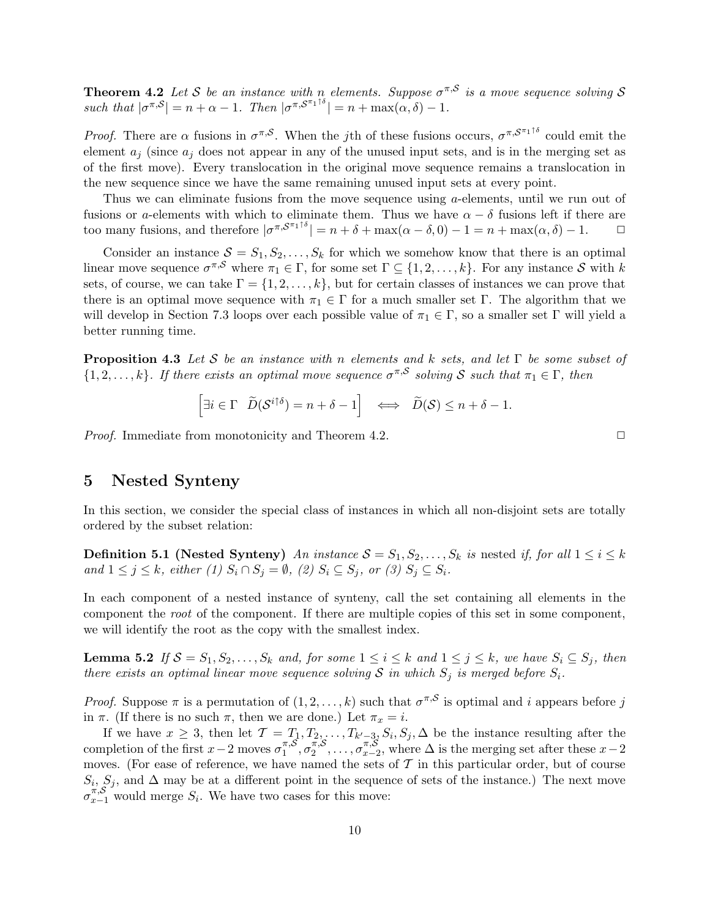**Theorem 4.2** *Let $\mathcal{S}$ be an instance with $n$ elements. Suppose $\sigma^{\pi,\mathcal{S}}$ is a move sequence solving $\mathcal{S}$ such that $|\sigma^{\pi,\mathcal{S}}| = n + \alpha - 1$. Then $|\sigma^{\pi,\mathcal{S}^{\pi_1\uparrow\delta}}| = n + \max(\alpha, \delta) - 1$.*

*Proof.* There are $\alpha$ fusions in $\sigma^{\pi,\mathcal{S}}$. When the $j$th of these fusions occurs, $\sigma^{\pi,\mathcal{S}^{\pi_1\uparrow\delta}}$ could emit the element $a_j$ (since $a_j$ does not appear in any of the unused input sets, and is in the merging set as of the first move). Every translocation in the original move sequence remains a translocation in the new sequence since we have the same remaining unused input sets at every point.

Thus we can eliminate fusions from the move sequence using $a$-elements, until we run out of fusions or $a$-elements with which to eliminate them. Thus we have $\alpha - \delta$ fusions left if there are too many fusions, and therefore $|\sigma^{\pi,\mathcal{S}^{\pi_1\uparrow\delta}}| = n + \delta + \max(\alpha - \delta, 0) - 1 = n + \max(\alpha, \delta) - 1$. □

Consider an instance $\mathcal{S} = S_1, S_2, \ldots, S_k$ for which we somehow know that there is an optimal linear move sequence $\sigma^{\pi,\mathcal{S}}$ where $\pi_1 \in \Gamma$, for some set $\Gamma \subseteq \{1, 2, \ldots, k\}$. For any instance $\mathcal{S}$ with $k$ sets, of course, we can take $\Gamma = \{1, 2, \ldots, k\}$, but for certain classes of instances we can prove that there is an optimal move sequence with $\pi_1 \in \Gamma$ for a much smaller set $\Gamma$. The algorithm that we will develop in Section 7.3 loops over each possible value of $\pi_1 \in \Gamma$, so a smaller set $\Gamma$ will yield a better running time.

**Proposition 4.3** *Let $\mathcal{S}$ be an instance with $n$ elements and $k$ sets, and let $\Gamma$ be some subset of $\{1, 2, \ldots, k\}$. If there exists an optimal move sequence $\sigma^{\pi,\mathcal{S}}$ solving $\mathcal{S}$ such that $\pi_1 \in \Gamma$, then*

$$\left[\exists i \in \Gamma \quad \widetilde{D}(\mathcal{S}^{i\uparrow\delta}) = n + \delta - 1\right] \iff \widetilde{D}(\mathcal{S}) \leq n + \delta - 1.$$

*Proof.* Immediate from monotonicity and Theorem 4.2. □

## 5 Nested Synteny

In this section, we consider the special class of instances in which all non-disjoint sets are totally ordered by the subset relation:

**Definition 5.1 (Nested Synteny)** *An instance $\mathcal{S} = S_1, S_2, \ldots, S_k$ is* nested *if, for all $1 \leq i \leq k$ and $1 \leq j \leq k$, either (1) $S_i \cap S_j = \emptyset$, (2) $S_i \subseteq S_j$, or (3) $S_j \subseteq S_i$.*

In each component of a nested instance of synteny, call the set containing all elements in the component the *root* of the component. If there are multiple copies of this set in some component, we will identify the root as the copy with the smallest index.

**Lemma 5.2** *If $\mathcal{S} = S_1, S_2, \ldots, S_k$ and, for some $1 \leq i \leq k$ and $1 \leq j \leq k$, we have $S_i \subseteq S_j$, then there exists an optimal linear move sequence solving $\mathcal{S}$ in which $S_j$ is merged before $S_i$.*

*Proof.* Suppose $\pi$ is a permutation of $(1, 2, \ldots, k)$ such that $\sigma^{\pi,\mathcal{S}}$ is optimal and $i$ appears before $j$ in $\pi$. (If there is no such $\pi$, then we are done.) Let $\pi_x = i$.

If we have $x \geq 3$, then let $\mathcal{T} = T_1, T_2, \ldots, T_{k'-3}, S_i, S_j, \Delta$ be the instance resulting after the completion of the first $x-2$ moves $\sigma_1^{\pi,\mathcal{S}}, \sigma_2^{\pi,\mathcal{S}}, \ldots, \sigma_{x-2}^{\pi,\mathcal{S}}$, where $\Delta$ is the merging set after these $x-2$ moves. (For ease of reference, we have named the sets of $\mathcal{T}$ in this particular order, but of course $S_i$, $S_j$, and $\Delta$ may be at a different point in the sequence of sets of the instance.) The next move $\sigma_{x-1}^{\pi,\mathcal{S}}$ would merge $S_i$. We have two cases for this move: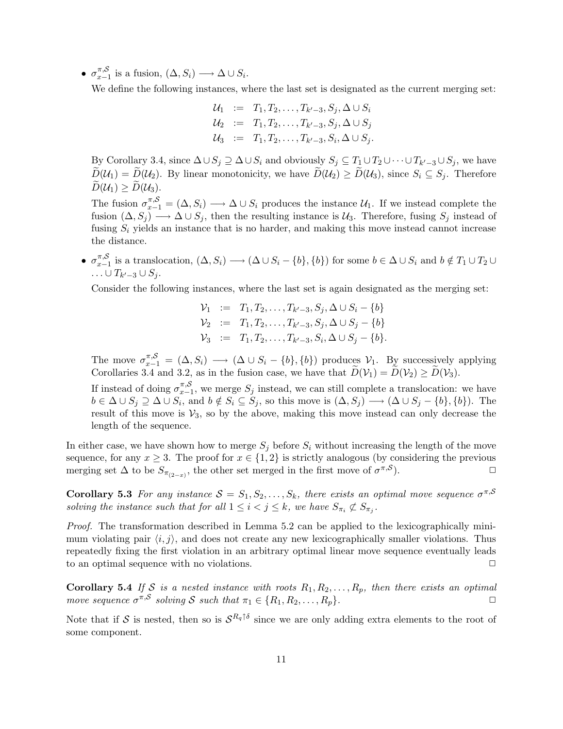- $\sigma^{\pi,\mathcal{S}}_{x-1}$ is a fusion, $(\Delta, S_i) \longrightarrow \Delta \cup S_i$.

  We define the following instances, where the last set is designated as the current merging set:

$$
\begin{aligned}
\mathcal{U}_1 &:= T_1, T_2, \ldots, T_{k'-3}, S_j, \Delta \cup S_i \\
\mathcal{U}_2 &:= T_1, T_2, \ldots, T_{k'-3}, S_j, \Delta \cup S_j \\
\mathcal{U}_3 &:= T_1, T_2, \ldots, T_{k'-3}, S_i, \Delta \cup S_j.
\end{aligned}
$$

  By Corollary 3.4, since $\Delta \cup S_j \supseteq \Delta \cup S_i$ and obviously $S_j \subseteq T_1 \cup T_2 \cup \cdots \cup T_{k'-3} \cup S_j$, we have $\widetilde{D}(\mathcal{U}_1) = \widetilde{D}(\mathcal{U}_2)$. By linear monotonicity, we have $\widetilde{D}(\mathcal{U}_2) \geq \widetilde{D}(\mathcal{U}_3)$, since $S_i \subseteq S_j$. Therefore $\widetilde{D}(\mathcal{U}_1) \geq \widetilde{D}(\mathcal{U}_3)$.

  The fusion $\sigma^{\pi,\mathcal{S}}_{x-1} = (\Delta, S_i) \longrightarrow \Delta \cup S_i$ produces the instance $\mathcal{U}_1$. If we instead complete the fusion $(\Delta, S_j) \longrightarrow \Delta \cup S_j$, then the resulting instance is $\mathcal{U}_3$. Therefore, fusing $S_j$ instead of fusing $S_i$ yields an instance that is no harder, and making this move instead cannot increase the distance.

- $\sigma^{\pi,\mathcal{S}}_{x-1}$ is a translocation, $(\Delta, S_i) \longrightarrow (\Delta \cup S_i - \{b\}, \{b\})$ for some $b \in \Delta \cup S_i$ and $b \notin T_1 \cup T_2 \cup \ldots \cup T_{k'-3} \cup S_j$.

  Consider the following instances, where the last set is again designated as the merging set:

$$
\begin{aligned}
\mathcal{V}_1 &:= T_1, T_2, \ldots, T_{k'-3}, S_j, \Delta \cup S_i - \{b\} \\
\mathcal{V}_2 &:= T_1, T_2, \ldots, T_{k'-3}, S_j, \Delta \cup S_j - \{b\} \\
\mathcal{V}_3 &:= T_1, T_2, \ldots, T_{k'-3}, S_i, \Delta \cup S_j - \{b\}.
\end{aligned}
$$

  The move $\sigma^{\pi,\mathcal{S}}_{x-1} = (\Delta, S_i) \longrightarrow (\Delta \cup S_i - \{b\}, \{b\})$ produces $\mathcal{V}_1$. By successively applying Corollaries 3.4 and 3.2, as in the fusion case, we have that $\widetilde{D}(\mathcal{V}_1) = \widetilde{D}(\mathcal{V}_2) \geq \widetilde{D}(\mathcal{V}_3)$.

  If instead of doing $\sigma^{\pi,\mathcal{S}}_{x-1}$, we merge $S_j$ instead, we can still complete a translocation: we have $b \in \Delta \cup S_j \supseteq \Delta \cup S_i$, and $b \notin S_i \subseteq S_j$, so this move is $(\Delta, S_j) \longrightarrow (\Delta \cup S_j - \{b\}, \{b\})$. The result of this move is $\mathcal{V}_3$, so by the above, making this move instead can only decrease the length of the sequence.

In either case, we have shown how to merge $S_j$ before $S_i$ without increasing the length of the move sequence, for any $x \geq 3$. The proof for $x \in \{1, 2\}$ is strictly analogous (by considering the previous merging set $\Delta$ to be $S_{\pi_{(2-x)}}$, the other set merged in the first move of $\sigma^{\pi,\mathcal{S}}$). $\square$

**Corollary 5.3** *For any instance $\mathcal{S} = S_1, S_2, \ldots, S_k$, there exists an optimal move sequence $\sigma^{\pi,\mathcal{S}}$ solving the instance such that for all $1 \leq i < j \leq k$, we have $S_{\pi_i} \not\subseteq S_{\pi_j}$.*

*Proof.* The transformation described in Lemma 5.2 can be applied to the lexicographically minimum violating pair $\langle i, j \rangle$, and does not create any new lexicographically smaller violations. Thus repeatedly fixing the first violation in an arbitrary optimal linear move sequence eventually leads to an optimal sequence with no violations. $\square$

**Corollary 5.4** *If $\mathcal{S}$ is a nested instance with roots $R_1, R_2, \ldots, R_p$, then there exists an optimal move sequence $\sigma^{\pi,\mathcal{S}}$ solving $\mathcal{S}$ such that $\pi_1 \in \{R_1, R_2, \ldots, R_p\}$.* $\square$

Note that if $\mathcal{S}$ is nested, then so is $\mathcal{S}^{R_q \uparrow \delta}$ since we are only adding extra elements to the root of some component.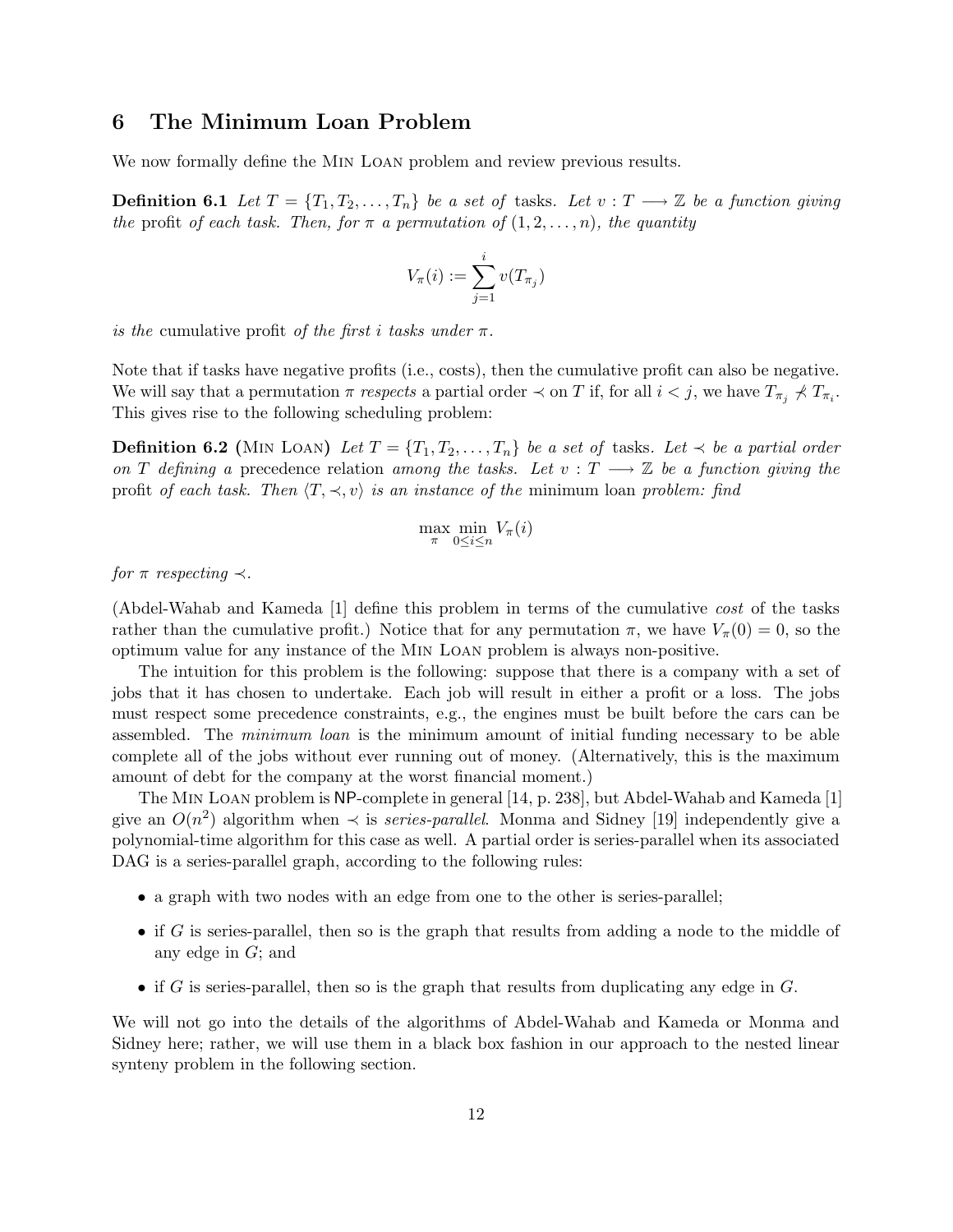## 6 The Minimum Loan Problem

We now formally define the MIN LOAN problem and review previous results.

**Definition 6.1** *Let $T = \{T_1, T_2, \ldots, T_n\}$ be a set of* tasks*. Let $v : T \longrightarrow \mathbb{Z}$ be a function giving the* profit *of each task. Then, for $\pi$ a permutation of $(1, 2, \ldots, n)$, the quantity*

$$V_\pi(i) := \sum_{j=1}^{i} v(T_{\pi_j})$$

*is the* cumulative profit *of the first $i$ tasks under $\pi$.*

Note that if tasks have negative profits (i.e., costs), then the cumulative profit can also be negative. We will say that a permutation $\pi$ *respects* a partial order $\prec$ on $T$ if, for all $i < j$, we have $T_{\pi_j} \not\prec T_{\pi_i}$. This gives rise to the following scheduling problem:

**Definition 6.2 (MIN LOAN)** *Let $T = \{T_1, T_2, \ldots, T_n\}$ be a set of* tasks*. Let $\prec$ be a partial order on $T$ defining a* precedence relation *among the tasks. Let $v : T \longrightarrow \mathbb{Z}$ be a function giving the* profit *of each task. Then $\langle T, \prec, v \rangle$ is an instance of the* minimum loan *problem: find*

$$\max_{\pi} \min_{0 \le i \le n} V_\pi(i)$$

*for $\pi$ respecting $\prec$.*

(Abdel-Wahab and Kameda [1] define this problem in terms of the cumulative *cost* of the tasks rather than the cumulative profit.) Notice that for any permutation $\pi$, we have $V_\pi(0) = 0$, so the optimum value for any instance of the MIN LOAN problem is always non-positive.

The intuition for this problem is the following: suppose that there is a company with a set of jobs that it has chosen to undertake. Each job will result in either a profit or a loss. The jobs must respect some precedence constraints, e.g., the engines must be built before the cars can be assembled. The *minimum loan* is the minimum amount of initial funding necessary to be able complete all of the jobs without ever running out of money. (Alternatively, this is the maximum amount of debt for the company at the worst financial moment.)

The MIN LOAN problem is NP-complete in general [14, p. 238], but Abdel-Wahab and Kameda [1] give an $O(n^2)$ algorithm when $\prec$ is *series-parallel*. Monma and Sidney [19] independently give a polynomial-time algorithm for this case as well. A partial order is series-parallel when its associated DAG is a series-parallel graph, according to the following rules:

- a graph with two nodes with an edge from one to the other is series-parallel;
- if $G$ is series-parallel, then so is the graph that results from adding a node to the middle of any edge in $G$; and
- if $G$ is series-parallel, then so is the graph that results from duplicating any edge in $G$.

We will not go into the details of the algorithms of Abdel-Wahab and Kameda or Monma and Sidney here; rather, we will use them in a black box fashion in our approach to the nested linear synteny problem in the following section.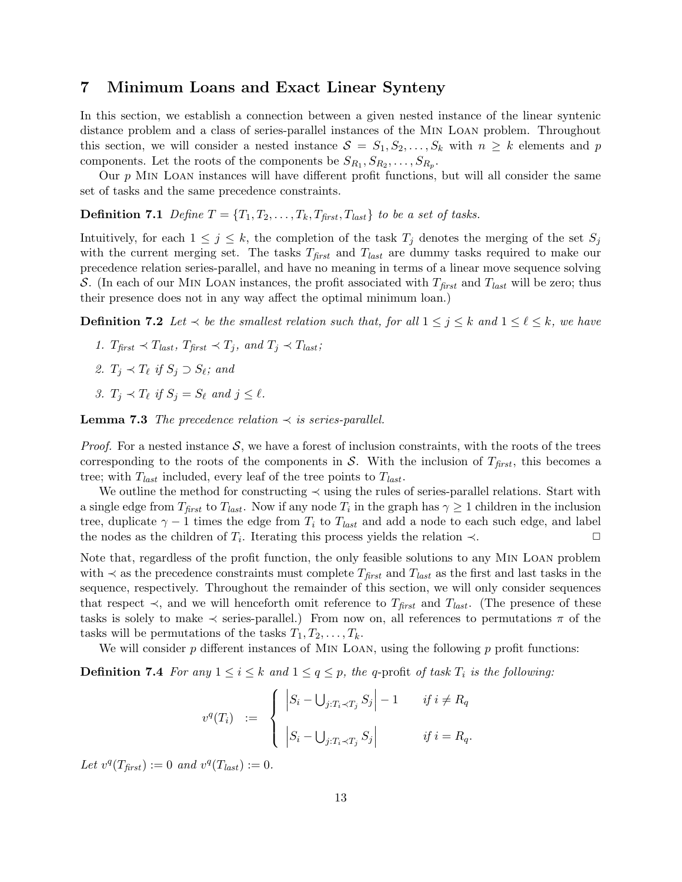# 7 Minimum Loans and Exact Linear Synteny

In this section, we establish a connection between a given nested instance of the linear syntenic distance problem and a class of series-parallel instances of the Min Loan problem. Throughout this section, we will consider a nested instance $\mathcal{S} = S_1, S_2, \ldots, S_k$ with $n \geq k$ elements and $p$ components. Let the roots of the components be $S_{R_1}, S_{R_2}, \ldots, S_{R_p}$.

Our $p$ Min Loan instances will have different profit functions, but will all consider the same set of tasks and the same precedence constraints.

**Definition 7.1** *Define $T = \{T_1, T_2, \ldots, T_k, T_{first}, T_{last}\}$ to be a set of tasks.*

Intuitively, for each $1 \leq j \leq k$, the completion of the task $T_j$ denotes the merging of the set $S_j$ with the current merging set. The tasks $T_{first}$ and $T_{last}$ are dummy tasks required to make our precedence relation series-parallel, and have no meaning in terms of a linear move sequence solving $\mathcal{S}$. (In each of our Min Loan instances, the profit associated with $T_{first}$ and $T_{last}$ will be zero; thus their presence does not in any way affect the optimal minimum loan.)

**Definition 7.2** *Let $\prec$ be the smallest relation such that, for all $1 \leq j \leq k$ and $1 \leq \ell \leq k$, we have*

1. *$T_{first} \prec T_{last}$, $T_{first} \prec T_j$, and $T_j \prec T_{last}$;*
2. *$T_j \prec T_\ell$ if $S_j \supset S_\ell$; and*
3. *$T_j \prec T_\ell$ if $S_j = S_\ell$ and $j \leq \ell$.*

**Lemma 7.3** *The precedence relation $\prec$ is series-parallel.*

*Proof.* For a nested instance $\mathcal{S}$, we have a forest of inclusion constraints, with the roots of the trees corresponding to the roots of the components in $\mathcal{S}$. With the inclusion of $T_{first}$, this becomes a tree; with $T_{last}$ included, every leaf of the tree points to $T_{last}$.

We outline the method for constructing $\prec$ using the rules of series-parallel relations. Start with a single edge from $T_{first}$ to $T_{last}$. Now if any node $T_i$ in the graph has $\gamma \geq 1$ children in the inclusion tree, duplicate $\gamma - 1$ times the edge from $T_i$ to $T_{last}$ and add a node to each such edge, and label the nodes as the children of $T_i$. Iterating this process yields the relation $\prec$. □

Note that, regardless of the profit function, the only feasible solutions to any Min Loan problem with $\prec$ as the precedence constraints must complete $T_{first}$ and $T_{last}$ as the first and last tasks in the sequence, respectively. Throughout the remainder of this section, we will only consider sequences that respect $\prec$, and we will henceforth omit reference to $T_{first}$ and $T_{last}$. (The presence of these tasks is solely to make $\prec$ series-parallel.) From now on, all references to permutations $\pi$ of the tasks will be permutations of the tasks $T_1, T_2, \ldots, T_k$.

We will consider $p$ different instances of Min Loan, using the following $p$ profit functions:

**Definition 7.4** *For any $1 \leq i \leq k$ and $1 \leq q \leq p$, the $q$-profit of task $T_i$ is the following:*

$$v^q(T_i) \;\; := \;\; \begin{cases} \left| S_i - \bigcup_{j: T_i \prec T_j} S_j \right| - 1 & \text{if } i \neq R_q \\[2ex] \left| S_i - \bigcup_{j: T_i \prec T_j} S_j \right| & \text{if } i = R_q. \end{cases}$$

*Let $v^q(T_{first}) := 0$ and $v^q(T_{last}) := 0$.*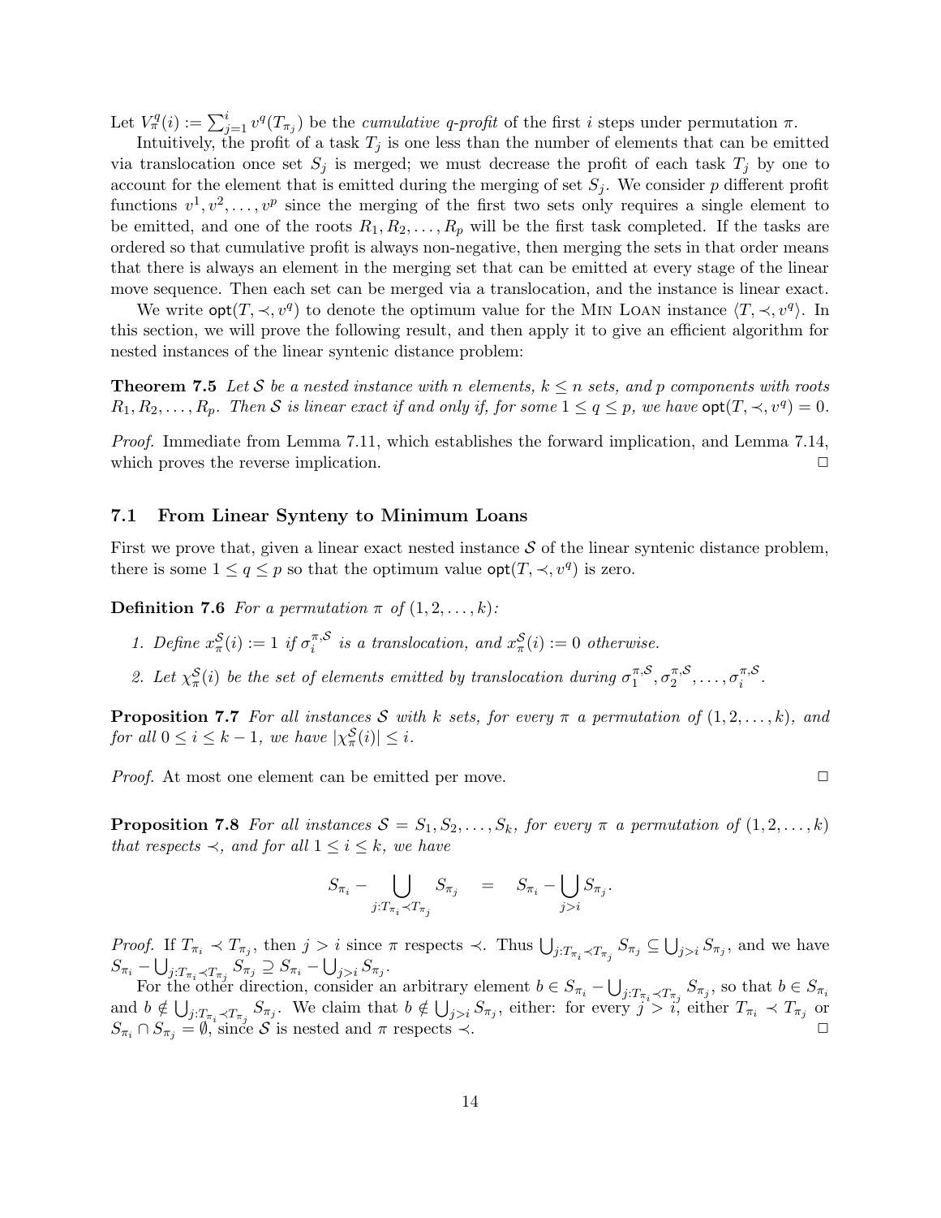Let $V^q_\pi(i) := \sum_{j=1}^{i} v^q(T_{\pi_j})$ be the *cumulative q-profit* of the first $i$ steps under permutation $\pi$.

Intuitively, the profit of a task $T_j$ is one less than the number of elements that can be emitted via translocation once set $S_j$ is merged; we must decrease the profit of each task $T_j$ by one to account for the element that is emitted during the merging of set $S_j$. We consider $p$ different profit functions $v^1, v^2, \ldots, v^p$ since the merging of the first two sets only requires a single element to be emitted, and one of the roots $R_1, R_2, \ldots, R_p$ will be the first task completed. If the tasks are ordered so that cumulative profit is always non-negative, then merging the sets in that order means that there is always an element in the merging set that can be emitted at every stage of the linear move sequence. Then each set can be merged via a translocation, and the instance is linear exact.

We write $\mathsf{opt}(T, \prec, v^q)$ to denote the optimum value for the Min Loan instance $\langle T, \prec, v^q \rangle$. In this section, we will prove the following result, and then apply it to give an efficient algorithm for nested instances of the linear syntenic distance problem:

**Theorem 7.5** *Let $\mathcal{S}$ be a nested instance with $n$ elements, $k \leq n$ sets, and $p$ components with roots $R_1, R_2, \ldots, R_p$. Then $\mathcal{S}$ is linear exact if and only if, for some $1 \leq q \leq p$, we have $\mathsf{opt}(T, \prec, v^q) = 0$.*

*Proof.* Immediate from Lemma 7.11, which establishes the forward implication, and Lemma 7.14, which proves the reverse implication. □

## 7.1 From Linear Synteny to Minimum Loans

First we prove that, given a linear exact nested instance $\mathcal{S}$ of the linear syntenic distance problem, there is some $1 \leq q \leq p$ so that the optimum value $\mathsf{opt}(T, \prec, v^q)$ is zero.

**Definition 7.6** *For a permutation $\pi$ of $(1, 2, \ldots, k)$:*

1. *Define $x^{\mathcal{S}}_\pi(i) := 1$ if $\sigma^{\pi,\mathcal{S}}_i$ is a translocation, and $x^{\mathcal{S}}_\pi(i) := 0$ otherwise.*
2. *Let $\chi^{\mathcal{S}}_\pi(i)$ be the set of elements emitted by translocation during $\sigma^{\pi,\mathcal{S}}_1, \sigma^{\pi,\mathcal{S}}_2, \ldots, \sigma^{\pi,\mathcal{S}}_i$.*

**Proposition 7.7** *For all instances $\mathcal{S}$ with $k$ sets, for every $\pi$ a permutation of $(1, 2, \ldots, k)$, and for all $0 \leq i \leq k-1$, we have $|\chi^{\mathcal{S}}_\pi(i)| \leq i$.*

*Proof.* At most one element can be emitted per move. □

**Proposition 7.8** *For all instances $\mathcal{S} = S_1, S_2, \ldots, S_k$, for every $\pi$ a permutation of $(1, 2, \ldots, k)$ that respects $\prec$, and for all $1 \leq i \leq k$, we have*

$$S_{\pi_i} - \bigcup_{j: T_{\pi_i} \prec T_{\pi_j}} S_{\pi_j} \quad = \quad S_{\pi_i} - \bigcup_{j > i} S_{\pi_j}.$$

*Proof.* If $T_{\pi_i} \prec T_{\pi_j}$, then $j > i$ since $\pi$ respects $\prec$. Thus $\bigcup_{j: T_{\pi_i} \prec T_{\pi_j}} S_{\pi_j} \subseteq \bigcup_{j>i} S_{\pi_j}$, and we have $S_{\pi_i} - \bigcup_{j: T_{\pi_i} \prec T_{\pi_j}} S_{\pi_j} \supseteq S_{\pi_i} - \bigcup_{j>i} S_{\pi_j}$.

For the other direction, consider an arbitrary element $b \in S_{\pi_i} - \bigcup_{j: T_{\pi_i} \prec T_{\pi_j}} S_{\pi_j}$, so that $b \in S_{\pi_i}$ and $b \notin \bigcup_{j: T_{\pi_i} \prec T_{\pi_j}} S_{\pi_j}$. We claim that $b \notin \bigcup_{j>i} S_{\pi_j}$, either: for every $j > i$, either $T_{\pi_i} \prec T_{\pi_j}$ or $S_{\pi_i} \cap S_{\pi_j} = \emptyset$, since $\mathcal{S}$ is nested and $\pi$ respects $\prec$. □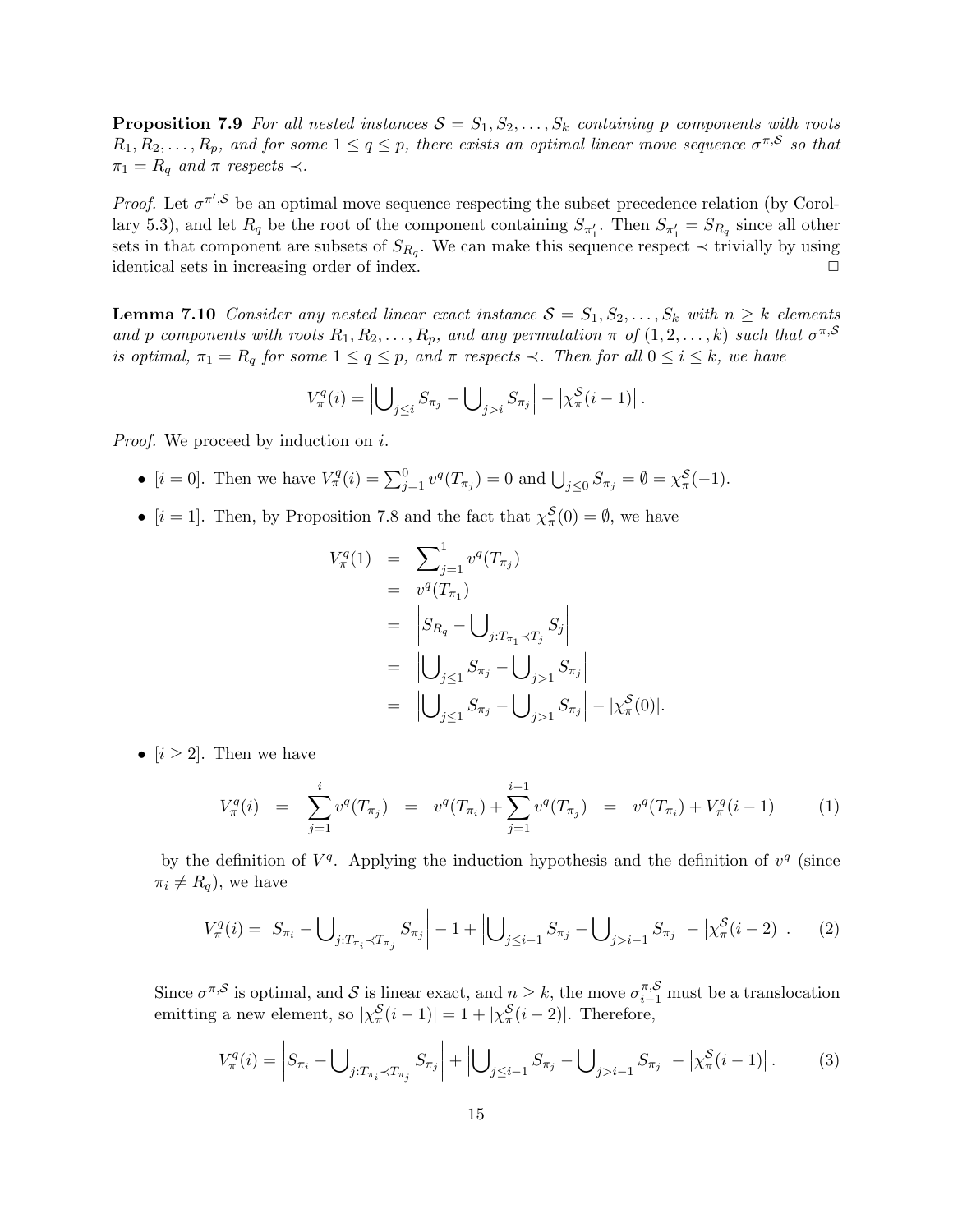**Proposition 7.9** *For all nested instances $\mathcal{S} = S_1, S_2, \ldots, S_k$ containing $p$ components with roots $R_1, R_2, \ldots, R_p$, and for some $1 \leq q \leq p$, there exists an optimal linear move sequence $\sigma^{\pi,\mathcal{S}}$ so that $\pi_1 = R_q$ and $\pi$ respects $\prec$.*

*Proof.* Let $\sigma^{\pi',\mathcal{S}}$ be an optimal move sequence respecting the subset precedence relation (by Corollary 5.3), and let $R_q$ be the root of the component containing $S_{\pi'_1}$. Then $S_{\pi'_1} = S_{R_q}$ since all other sets in that component are subsets of $S_{R_q}$. We can make this sequence respect $\prec$ trivially by using identical sets in increasing order of index. $\square$

**Lemma 7.10** *Consider any nested linear exact instance $\mathcal{S} = S_1, S_2, \ldots, S_k$ with $n \geq k$ elements and $p$ components with roots $R_1, R_2, \ldots, R_p$, and any permutation $\pi$ of $(1, 2, \ldots, k)$ such that $\sigma^{\pi,\mathcal{S}}$ is optimal, $\pi_1 = R_q$ for some $1 \leq q \leq p$, and $\pi$ respects $\prec$. Then for all $0 \leq i \leq k$, we have*

$$V^q_\pi(i) = \left|\bigcup_{j \leq i} S_{\pi_j} - \bigcup_{j > i} S_{\pi_j}\right| - \left|\chi^{\mathcal{S}}_\pi(i-1)\right|.$$

*Proof.* We proceed by induction on $i$.

- $[i = 0]$. Then we have $V^q_\pi(i) = \sum_{j=1}^{0} v^q(T_{\pi_j}) = 0$ and $\bigcup_{j \leq 0} S_{\pi_j} = \emptyset = \chi^{\mathcal{S}}_\pi(-1)$.
- $[i = 1]$. Then, by Proposition 7.8 and the fact that $\chi^{\mathcal{S}}_\pi(0) = \emptyset$, we have

$$\begin{aligned}
V^q_\pi(1) &= \sum\nolimits_{j=1}^{1} v^q(T_{\pi_j}) \\
&= v^q(T_{\pi_1}) \\
&= \left|S_{R_q} - \bigcup\nolimits_{j: T_{\pi_1} \prec T_j} S_j\right| \\
&= \left|\bigcup\nolimits_{j \leq 1} S_{\pi_j} - \bigcup\nolimits_{j > 1} S_{\pi_j}\right| \\
&= \left|\bigcup\nolimits_{j \leq 1} S_{\pi_j} - \bigcup\nolimits_{j > 1} S_{\pi_j}\right| - |\chi^{\mathcal{S}}_\pi(0)|.
\end{aligned}$$

- $[i \geq 2]$. Then we have

$$V^q_\pi(i) \;=\; \sum_{j=1}^{i} v^q(T_{\pi_j}) \;=\; v^q(T_{\pi_i}) + \sum_{j=1}^{i-1} v^q(T_{\pi_j}) \;=\; v^q(T_{\pi_i}) + V^q_\pi(i-1) \tag{1}$$

 by the definition of $V^q$. Applying the induction hypothesis and the definition of $v^q$ (since $\pi_i \neq R_q$), we have

$$V^q_\pi(i) = \left|S_{\pi_i} - \bigcup\nolimits_{j: T_{\pi_i} \prec T_{\pi_j}} S_{\pi_j}\right| - 1 + \left|\bigcup\nolimits_{j \leq i-1} S_{\pi_j} - \bigcup\nolimits_{j > i-1} S_{\pi_j}\right| - \left|\chi^{\mathcal{S}}_\pi(i-2)\right|. \tag{2}$$

Since $\sigma^{\pi,\mathcal{S}}$ is optimal, and $\mathcal{S}$ is linear exact, and $n \geq k$, the move $\sigma^{\pi,\mathcal{S}}_{i-1}$ must be a translocation emitting a new element, so $|\chi^{\mathcal{S}}_\pi(i-1)| = 1 + |\chi^{\mathcal{S}}_\pi(i-2)|$. Therefore,

$$V^q_\pi(i) = \left|S_{\pi_i} - \bigcup\nolimits_{j: T_{\pi_i} \prec T_{\pi_j}} S_{\pi_j}\right| + \left|\bigcup\nolimits_{j \leq i-1} S_{\pi_j} - \bigcup\nolimits_{j > i-1} S_{\pi_j}\right| - \left|\chi^{\mathcal{S}}_\pi(i-1)\right|. \tag{3}$$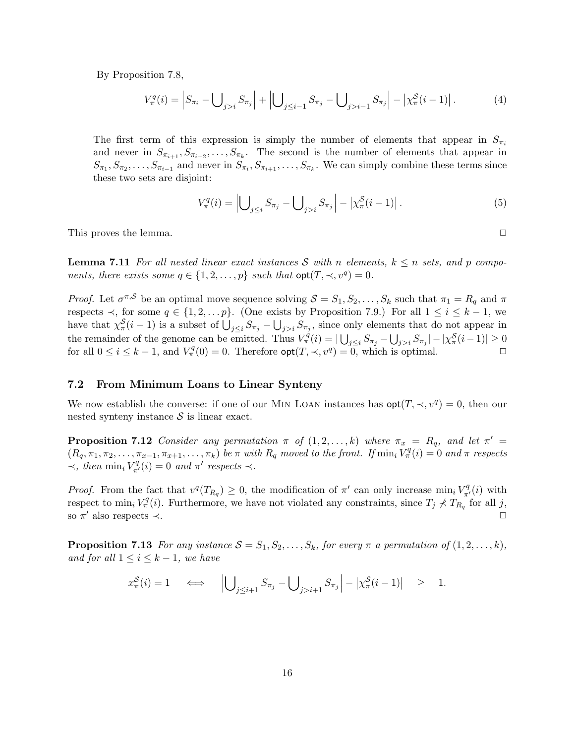By Proposition 7.8,

$$V_\pi^q(i) = \left|S_{\pi_i} - \bigcup_{j>i} S_{\pi_j}\right| + \left|\bigcup_{j\leq i-1} S_{\pi_j} - \bigcup_{j>i-1} S_{\pi_j}\right| - \left|\chi_\pi^{\mathcal{S}}(i-1)\right|. \tag{4}$$

The first term of this expression is simply the number of elements that appear in $S_{\pi_i}$ and never in $S_{\pi_{i+1}}, S_{\pi_{i+2}}, \ldots, S_{\pi_k}$. The second is the number of elements that appear in $S_{\pi_1}, S_{\pi_2}, \ldots, S_{\pi_{i-1}}$ and never in $S_{\pi_i}, S_{\pi_{i+1}}, \ldots, S_{\pi_k}$. We can simply combine these terms since these two sets are disjoint:

$$V_\pi^q(i) = \left|\bigcup_{j\leq i} S_{\pi_j} - \bigcup_{j>i} S_{\pi_j}\right| - \left|\chi_\pi^{\mathcal{S}}(i-1)\right|. \tag{5}$$

This proves the lemma. $\square$

**Lemma 7.11** *For all nested linear exact instances $\mathcal{S}$ with $n$ elements, $k \leq n$ sets, and $p$ components, there exists some $q \in \{1, 2, \ldots, p\}$ such that $\mathsf{opt}(T, \prec, v^q) = 0$.*

*Proof.* Let $\sigma^{\pi,\mathcal{S}}$ be an optimal move sequence solving $\mathcal{S} = S_1, S_2, \ldots, S_k$ such that $\pi_1 = R_q$ and $\pi$ respects $\prec$, for some $q \in \{1, 2, \ldots p\}$. (One exists by Proposition 7.9.) For all $1 \leq i \leq k-1$, we have that $\chi_\pi^{\mathcal{S}}(i-1)$ is a subset of $\bigcup_{j\leq i} S_{\pi_j} - \bigcup_{j>i} S_{\pi_j}$, since only elements that do not appear in the remainder of the genome can be emitted. Thus $V_\pi^q(i) = |\bigcup_{j\leq i} S_{\pi_j} - \bigcup_{j>i} S_{\pi_j}| - |\chi_\pi^{\mathcal{S}}(i-1)| \geq 0$ for all $0 \leq i \leq k-1$, and $V_\pi^q(0) = 0$. Therefore $\mathsf{opt}(T, \prec, v^q) = 0$, which is optimal. $\square$

### 7.2 From Minimum Loans to Linear Synteny

We now establish the converse: if one of our MIN LOAN instances has $\mathsf{opt}(T, \prec, v^q) = 0$, then our nested synteny instance $\mathcal{S}$ is linear exact.

**Proposition 7.12** *Consider any permutation $\pi$ of $(1, 2, \ldots, k)$ where $\pi_x = R_q$, and let $\pi' = (R_q, \pi_1, \pi_2, \ldots, \pi_{x-1}, \pi_{x+1}, \ldots, \pi_k)$ be $\pi$ with $R_q$ moved to the front. If $\min_i V_\pi^q(i) = 0$ and $\pi$ respects $\prec$, then $\min_i V_{\pi'}^q(i) = 0$ and $\pi'$ respects $\prec$.*

*Proof.* From the fact that $v^q(T_{R_q}) \geq 0$, the modification of $\pi'$ can only increase $\min_i V_{\pi'}^q(i)$ with respect to $\min_i V_\pi^q(i)$. Furthermore, we have not violated any constraints, since $T_j \not\prec T_{R_q}$ for all $j$, so $\pi'$ also respects $\prec$. $\square$

**Proposition 7.13** *For any instance $\mathcal{S} = S_1, S_2, \ldots, S_k$, for every $\pi$ a permutation of $(1, 2, \ldots, k)$, and for all $1 \leq i \leq k-1$, we have*

$$x_\pi^{\mathcal{S}}(i) = 1 \quad \iff \quad \left|\bigcup_{j\leq i+1} S_{\pi_j} - \bigcup_{j>i+1} S_{\pi_j}\right| - \left|\chi_\pi^{\mathcal{S}}(i-1)\right| \quad \geq \quad 1.$$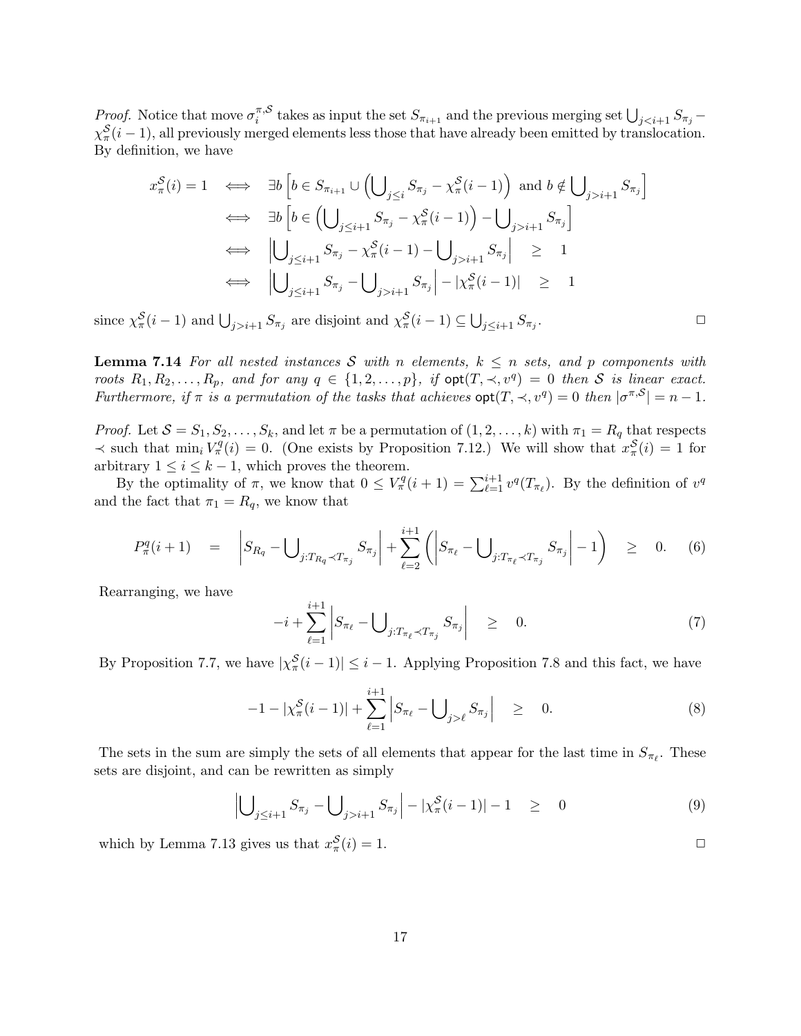*Proof.* Notice that move $\sigma_i^{\pi,\mathcal{S}}$ takes as input the set $S_{\pi_{i+1}}$ and the previous merging set $\bigcup_{j<i+1} S_{\pi_j} - \chi_\pi^{\mathcal{S}}(i-1)$, all previously merged elements less those that have already been emitted by translocation. By definition, we have

$$
\begin{aligned}
x_\pi^{\mathcal{S}}(i) = 1 \quad &\iff \quad \exists b \left[ b \in S_{\pi_{i+1}} \cup \left( \bigcup_{j \leq i} S_{\pi_j} - \chi_\pi^{\mathcal{S}}(i-1) \right) \text{ and } b \notin \bigcup_{j>i+1} S_{\pi_j} \right] \\
&\iff \quad \exists b \left[ b \in \left( \bigcup_{j \leq i+1} S_{\pi_j} - \chi_\pi^{\mathcal{S}}(i-1) \right) - \bigcup_{j>i+1} S_{\pi_j} \right] \\
&\iff \quad \left| \bigcup_{j \leq i+1} S_{\pi_j} - \chi_\pi^{\mathcal{S}}(i-1) - \bigcup_{j>i+1} S_{\pi_j} \right| \quad \geq \quad 1 \\
&\iff \quad \left| \bigcup_{j \leq i+1} S_{\pi_j} - \bigcup_{j>i+1} S_{\pi_j} \right| - |\chi_\pi^{\mathcal{S}}(i-1)| \quad \geq \quad 1
\end{aligned}
$$

since $\chi_\pi^{\mathcal{S}}(i-1)$ and $\bigcup_{j>i+1} S_{\pi_j}$ are disjoint and $\chi_\pi^{\mathcal{S}}(i-1) \subseteq \bigcup_{j \leq i+1} S_{\pi_j}$. □

**Lemma 7.14** *For all nested instances $\mathcal{S}$ with $n$ elements, $k \leq n$ sets, and $p$ components with roots $R_1, R_2, \ldots, R_p$, and for any $q \in \{1, 2, \ldots, p\}$, if $\mathsf{opt}(T, \prec, v^q) = 0$ then $\mathcal{S}$ is linear exact. Furthermore, if $\pi$ is a permutation of the tasks that achieves $\mathsf{opt}(T, \prec, v^q) = 0$ then $|\sigma^{\pi,\mathcal{S}}| = n-1$.*

*Proof.* Let $\mathcal{S} = S_1, S_2, \ldots, S_k$, and let $\pi$ be a permutation of $(1, 2, \ldots, k)$ with $\pi_1 = R_q$ that respects $\prec$ such that $\min_i V_\pi^q(i) = 0$. (One exists by Proposition 7.12.) We will show that $x_\pi^{\mathcal{S}}(i) = 1$ for arbitrary $1 \leq i \leq k-1$, which proves the theorem.

By the optimality of $\pi$, we know that $0 \leq V_\pi^q(i+1) = \sum_{\ell=1}^{i+1} v^q(T_{\pi_\ell})$. By the definition of $v^q$ and the fact that $\pi_1 = R_q$, we know that

$$
P_\pi^q(i+1) \quad = \quad \left| S_{R_q} - \bigcup_{j: T_{R_q} \prec T_{\pi_j}} S_{\pi_j} \right| + \sum_{\ell=2}^{i+1} \left( \left| S_{\pi_\ell} - \bigcup_{j: T_{\pi_\ell} \prec T_{\pi_j}} S_{\pi_j} \right| - 1 \right) \quad \geq \quad 0. \tag{6}
$$

Rearranging, we have

$$
-i + \sum_{\ell=1}^{i+1} \left| S_{\pi_\ell} - \bigcup_{j: T_{\pi_\ell} \prec T_{\pi_j}} S_{\pi_j} \right| \quad \geq \quad 0. \tag{7}
$$

By Proposition 7.7, we have $|\chi_\pi^{\mathcal{S}}(i-1)| \leq i-1$. Applying Proposition 7.8 and this fact, we have

$$
-1 - |\chi_\pi^{\mathcal{S}}(i-1)| + \sum_{\ell=1}^{i+1} \left| S_{\pi_\ell} - \bigcup_{j>\ell} S_{\pi_j} \right| \quad \geq \quad 0. \tag{8}
$$

The sets in the sum are simply the sets of all elements that appear for the last time in $S_{\pi_\ell}$. These sets are disjoint, and can be rewritten as simply

$$
\left| \bigcup_{j \leq i+1} S_{\pi_j} - \bigcup_{j>i+1} S_{\pi_j} \right| - |\chi_\pi^{\mathcal{S}}(i-1)| - 1 \quad \geq \quad 0 \tag{9}
$$

which by Lemma 7.13 gives us that $x_\pi^{\mathcal{S}}(i) = 1$. □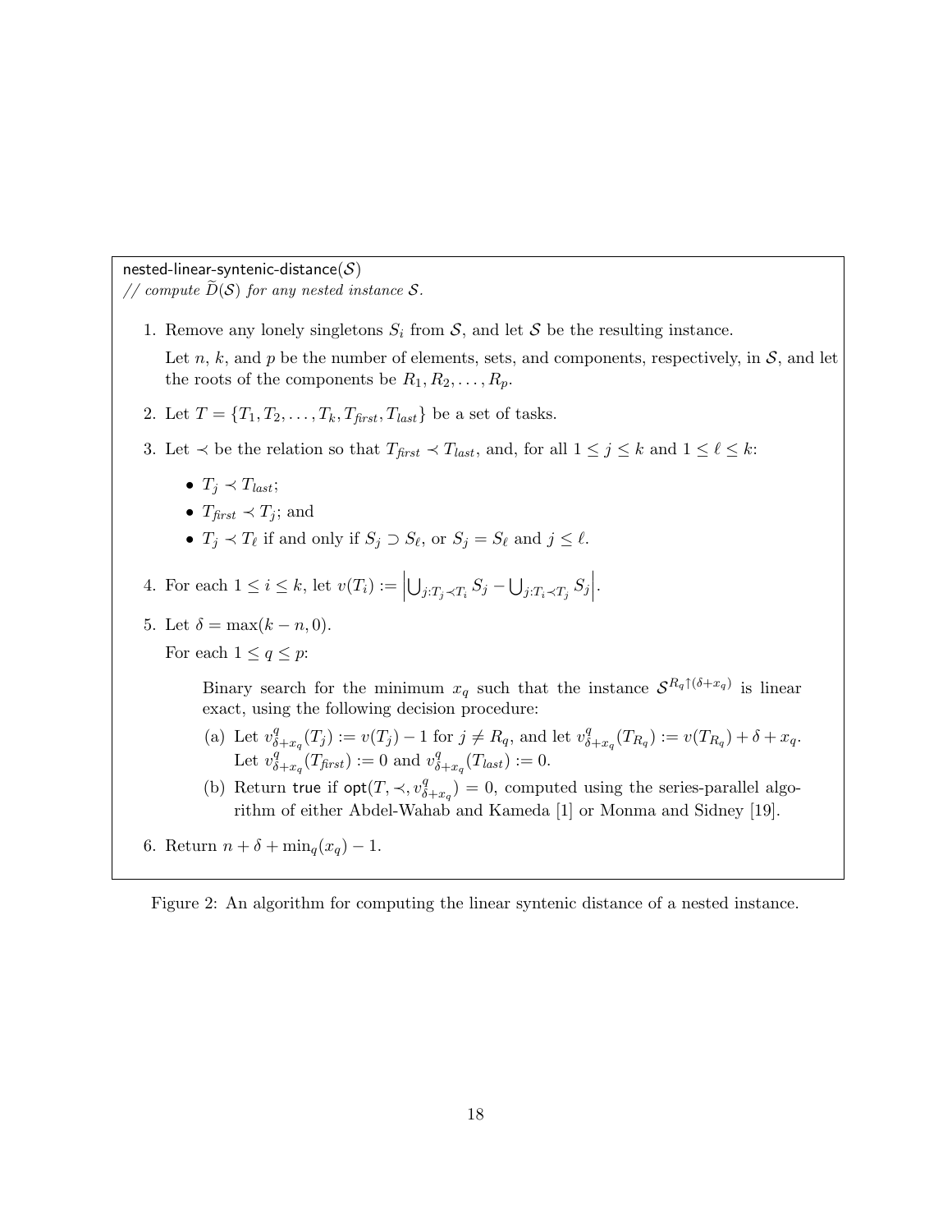nested-linear-syntenic-distance($\mathcal{S}$)
*// compute $\widetilde{D}(\mathcal{S})$ for any nested instance $\mathcal{S}$.*

1. Remove any lonely singletons $S_i$ from $\mathcal{S}$, and let $\mathcal{S}$ be the resulting instance.

   Let $n$, $k$, and $p$ be the number of elements, sets, and components, respectively, in $\mathcal{S}$, and let the roots of the components be $R_1, R_2, \ldots, R_p$.

2. Let $T = \{T_1, T_2, \ldots, T_k, T_{\mathit{first}}, T_{\mathit{last}}\}$ be a set of tasks.

3. Let $\prec$ be the relation so that $T_{\mathit{first}} \prec T_{\mathit{last}}$, and, for all $1 \leq j \leq k$ and $1 \leq \ell \leq k$:

   - $T_j \prec T_{\mathit{last}}$;
   - $T_{\mathit{first}} \prec T_j$; and
   - $T_j \prec T_\ell$ if and only if $S_j \supset S_\ell$, or $S_j = S_\ell$ and $j \leq \ell$.

4. For each $1 \leq i \leq k$, let $v(T_i) := \left| \bigcup_{j: T_j \prec T_i} S_j - \bigcup_{j: T_i \prec T_j} S_j \right|$.

5. Let $\delta = \max(k - n, 0)$.

   For each $1 \leq q \leq p$:

   Binary search for the minimum $x_q$ such that the instance $\mathcal{S}^{R_q \uparrow (\delta + x_q)}$ is linear exact, using the following decision procedure:

   (a) Let $v^q_{\delta + x_q}(T_j) := v(T_j) - 1$ for $j \neq R_q$, and let $v^q_{\delta + x_q}(T_{R_q}) := v(T_{R_q}) + \delta + x_q$. Let $v^q_{\delta + x_q}(T_{\mathit{first}}) := 0$ and $v^q_{\delta + x_q}(T_{\mathit{last}}) := 0$.

   (b) Return true if $\mathsf{opt}(T, \prec, v^q_{\delta + x_q}) = 0$, computed using the series-parallel algorithm of either Abdel-Wahab and Kameda [1] or Monma and Sidney [19].

6. Return $n + \delta + \min_q(x_q) - 1$.

Figure 2: An algorithm for computing the linear syntenic distance of a nested instance.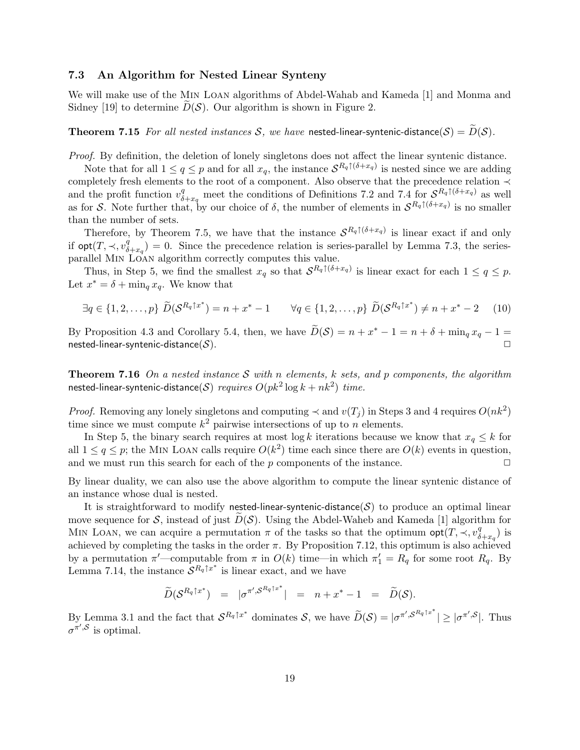### 7.3 An Algorithm for Nested Linear Synteny

We will make use of the Min Loan algorithms of Abdel-Wahab and Kameda [1] and Monma and Sidney [19] to determine $\widetilde{D}(\mathcal{S})$. Our algorithm is shown in Figure 2.

**Theorem 7.15** *For all nested instances $\mathcal{S}$, we have* $\mathsf{nested\text{-}linear\text{-}syntenic\text{-}distance}(\mathcal{S}) = \widetilde{D}(\mathcal{S})$.

*Proof.* By definition, the deletion of lonely singletons does not affect the linear syntenic distance.

Note that for all $1 \leq q \leq p$ and for all $x_q$, the instance $\mathcal{S}^{R_q \uparrow (\delta + x_q)}$ is nested since we are adding completely fresh elements to the root of a component. Also observe that the precedence relation $\prec$ and the profit function $v^q_{\delta + x_q}$ meet the conditions of Definitions 7.2 and 7.4 for $\mathcal{S}^{R_q \uparrow (\delta + x_q)}$ as well as for $\mathcal{S}$. Note further that, by our choice of $\delta$, the number of elements in $\mathcal{S}^{R_q \uparrow (\delta + x_q)}$ is no smaller than the number of sets.

Therefore, by Theorem 7.5, we have that the instance $\mathcal{S}^{R_q \uparrow (\delta + x_q)}$ is linear exact if and only if $\mathsf{opt}(T, \prec, v^q_{\delta + x_q}) = 0$. Since the precedence relation is series-parallel by Lemma 7.3, the series-parallel Min Loan algorithm correctly computes this value.

Thus, in Step 5, we find the smallest $x_q$ so that $\mathcal{S}^{R_q \uparrow (\delta + x_q)}$ is linear exact for each $1 \leq q \leq p$. Let $x^* = \delta + \min_q x_q$. We know that

$$\exists q \in \{1, 2, \ldots, p\}\ \widetilde{D}(\mathcal{S}^{R_q \uparrow x^*}) = n + x^* - 1 \qquad \forall q \in \{1, 2, \ldots, p\}\ \widetilde{D}(\mathcal{S}^{R_q \uparrow x^*}) \neq n + x^* - 2 \quad (10)$$

By Proposition 4.3 and Corollary 5.4, then, we have $\widetilde{D}(\mathcal{S}) = n + x^* - 1 = n + \delta + \min_q x_q - 1 =$ $\mathsf{nested\text{-}linear\text{-}syntenic\text{-}distance}(\mathcal{S})$. ☐

**Theorem 7.16** *On a nested instance $\mathcal{S}$ with $n$ elements, $k$ sets, and $p$ components, the algorithm* $\mathsf{nested\text{-}linear\text{-}syntenic\text{-}distance}(\mathcal{S})$ *requires $O(pk^2 \log k + nk^2)$ time.*

*Proof.* Removing any lonely singletons and computing $\prec$ and $v(T_j)$ in Steps 3 and 4 requires $O(nk^2)$ time since we must compute $k^2$ pairwise intersections of up to $n$ elements.

In Step 5, the binary search requires at most $\log k$ iterations because we know that $x_q \leq k$ for all $1 \leq q \leq p$; the Min Loan calls require $O(k^2)$ time each since there are $O(k)$ events in question, and we must run this search for each of the $p$ components of the instance. ☐

By linear duality, we can also use the above algorithm to compute the linear syntenic distance of an instance whose dual is nested.

It is straightforward to modify $\mathsf{nested\text{-}linear\text{-}syntenic\text{-}distance}(\mathcal{S})$ to produce an optimal linear move sequence for $\mathcal{S}$, instead of just $\widetilde{D}(\mathcal{S})$. Using the Abdel-Waheb and Kameda [1] algorithm for Min Loan, we can acquire a permutation $\pi$ of the tasks so that the optimum $\mathsf{opt}(T, \prec, v^q_{\delta + x_q})$ is achieved by completing the tasks in the order $\pi$. By Proposition 7.12, this optimum is also achieved by a permutation $\pi'$—computable from $\pi$ in $O(k)$ time—in which $\pi'_1 = R_q$ for some root $R_q$. By Lemma 7.14, the instance $\mathcal{S}^{R_q \uparrow x^*}$ is linear exact, and we have

$$\widetilde{D}(\mathcal{S}^{R_q \uparrow x^*}) \quad = \quad |\sigma^{\pi', \mathcal{S}^{R_q \uparrow x^*}}| \quad = \quad n + x^* - 1 \quad = \quad \widetilde{D}(\mathcal{S}).$$

By Lemma 3.1 and the fact that $\mathcal{S}^{R_q \uparrow x^*}$ dominates $\mathcal{S}$, we have $\widetilde{D}(\mathcal{S}) = |\sigma^{\pi', \mathcal{S}^{R_q \uparrow x^*}}| \geq |\sigma^{\pi', \mathcal{S}}|$. Thus $\sigma^{\pi', \mathcal{S}}$ is optimal.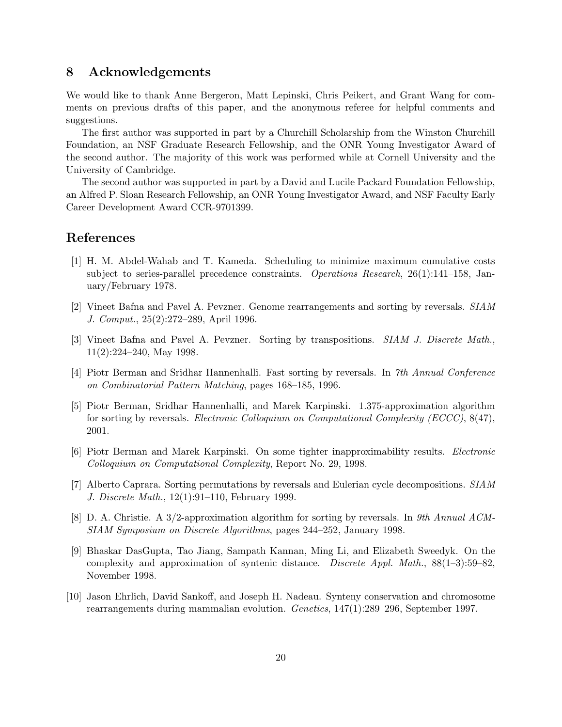## 8 Acknowledgements

We would like to thank Anne Bergeron, Matt Lepinski, Chris Peikert, and Grant Wang for comments on previous drafts of this paper, and the anonymous referee for helpful comments and suggestions.

The first author was supported in part by a Churchill Scholarship from the Winston Churchill Foundation, an NSF Graduate Research Fellowship, and the ONR Young Investigator Award of the second author. The majority of this work was performed while at Cornell University and the University of Cambridge.

The second author was supported in part by a David and Lucile Packard Foundation Fellowship, an Alfred P. Sloan Research Fellowship, an ONR Young Investigator Award, and NSF Faculty Early Career Development Award CCR-9701399.

## References

[1] H. M. Abdel-Wahab and T. Kameda. Scheduling to minimize maximum cumulative costs subject to series-parallel precedence constraints. *Operations Research*, 26(1):141–158, January/February 1978.

[2] Vineet Bafna and Pavel A. Pevzner. Genome rearrangements and sorting by reversals. *SIAM J. Comput.*, 25(2):272–289, April 1996.

[3] Vineet Bafna and Pavel A. Pevzner. Sorting by transpositions. *SIAM J. Discrete Math.*, 11(2):224–240, May 1998.

[4] Piotr Berman and Sridhar Hannenhalli. Fast sorting by reversals. In *7th Annual Conference on Combinatorial Pattern Matching*, pages 168–185, 1996.

[5] Piotr Berman, Sridhar Hannenhalli, and Marek Karpinski. 1.375-approximation algorithm for sorting by reversals. *Electronic Colloquium on Computational Complexity (ECCC)*, 8(47), 2001.

[6] Piotr Berman and Marek Karpinski. On some tighter inapproximability results. *Electronic Colloquium on Computational Complexity*, Report No. 29, 1998.

[7] Alberto Caprara. Sorting permutations by reversals and Eulerian cycle decompositions. *SIAM J. Discrete Math.*, 12(1):91–110, February 1999.

[8] D. A. Christie. A 3/2-approximation algorithm for sorting by reversals. In *9th Annual ACM-SIAM Symposium on Discrete Algorithms*, pages 244–252, January 1998.

[9] Bhaskar DasGupta, Tao Jiang, Sampath Kannan, Ming Li, and Elizabeth Sweedyk. On the complexity and approximation of syntenic distance. *Discrete Appl. Math.*, 88(1–3):59–82, November 1998.

[10] Jason Ehrlich, David Sankoff, and Joseph H. Nadeau. Synteny conservation and chromosome rearrangements during mammalian evolution. *Genetics*, 147(1):289–296, September 1997.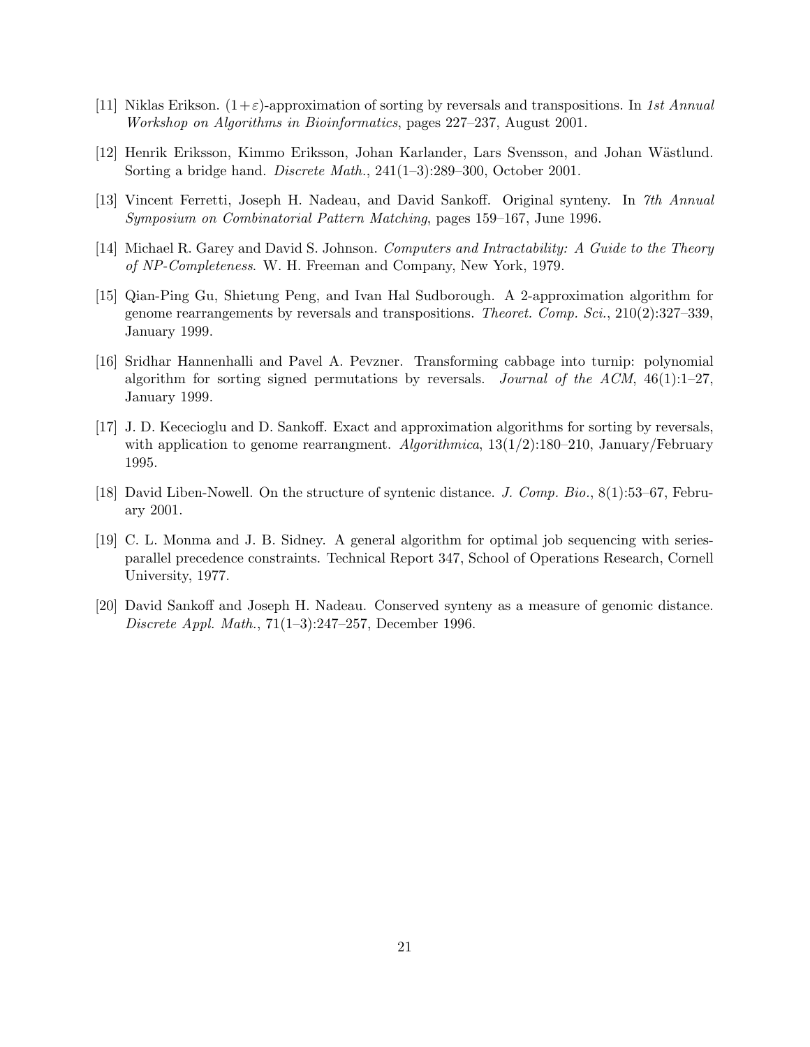[11] Niklas Erikson. $(1+\varepsilon)$-approximation of sorting by reversals and transpositions. In *1st Annual Workshop on Algorithms in Bioinformatics*, pages 227–237, August 2001.

[12] Henrik Eriksson, Kimmo Eriksson, Johan Karlander, Lars Svensson, and Johan Wästlund. Sorting a bridge hand. *Discrete Math.*, 241(1–3):289–300, October 2001.

[13] Vincent Ferretti, Joseph H. Nadeau, and David Sankoff. Original synteny. In *7th Annual Symposium on Combinatorial Pattern Matching*, pages 159–167, June 1996.

[14] Michael R. Garey and David S. Johnson. *Computers and Intractability: A Guide to the Theory of NP-Completeness*. W. H. Freeman and Company, New York, 1979.

[15] Qian-Ping Gu, Shietung Peng, and Ivan Hal Sudborough. A 2-approximation algorithm for genome rearrangements by reversals and transpositions. *Theoret. Comp. Sci.*, 210(2):327–339, January 1999.

[16] Sridhar Hannenhalli and Pavel A. Pevzner. Transforming cabbage into turnip: polynomial algorithm for sorting signed permutations by reversals. *Journal of the ACM*, 46(1):1–27, January 1999.

[17] J. D. Kececioglu and D. Sankoff. Exact and approximation algorithms for sorting by reversals, with application to genome rearrangment. *Algorithmica*, 13(1/2):180–210, January/February 1995.

[18] David Liben-Nowell. On the structure of syntenic distance. *J. Comp. Bio.*, 8(1):53–67, February 2001.

[19] C. L. Monma and J. B. Sidney. A general algorithm for optimal job sequencing with series-parallel precedence constraints. Technical Report 347, School of Operations Research, Cornell University, 1977.

[20] David Sankoff and Joseph H. Nadeau. Conserved synteny as a measure of genomic distance. *Discrete Appl. Math.*, 71(1–3):247–257, December 1996.